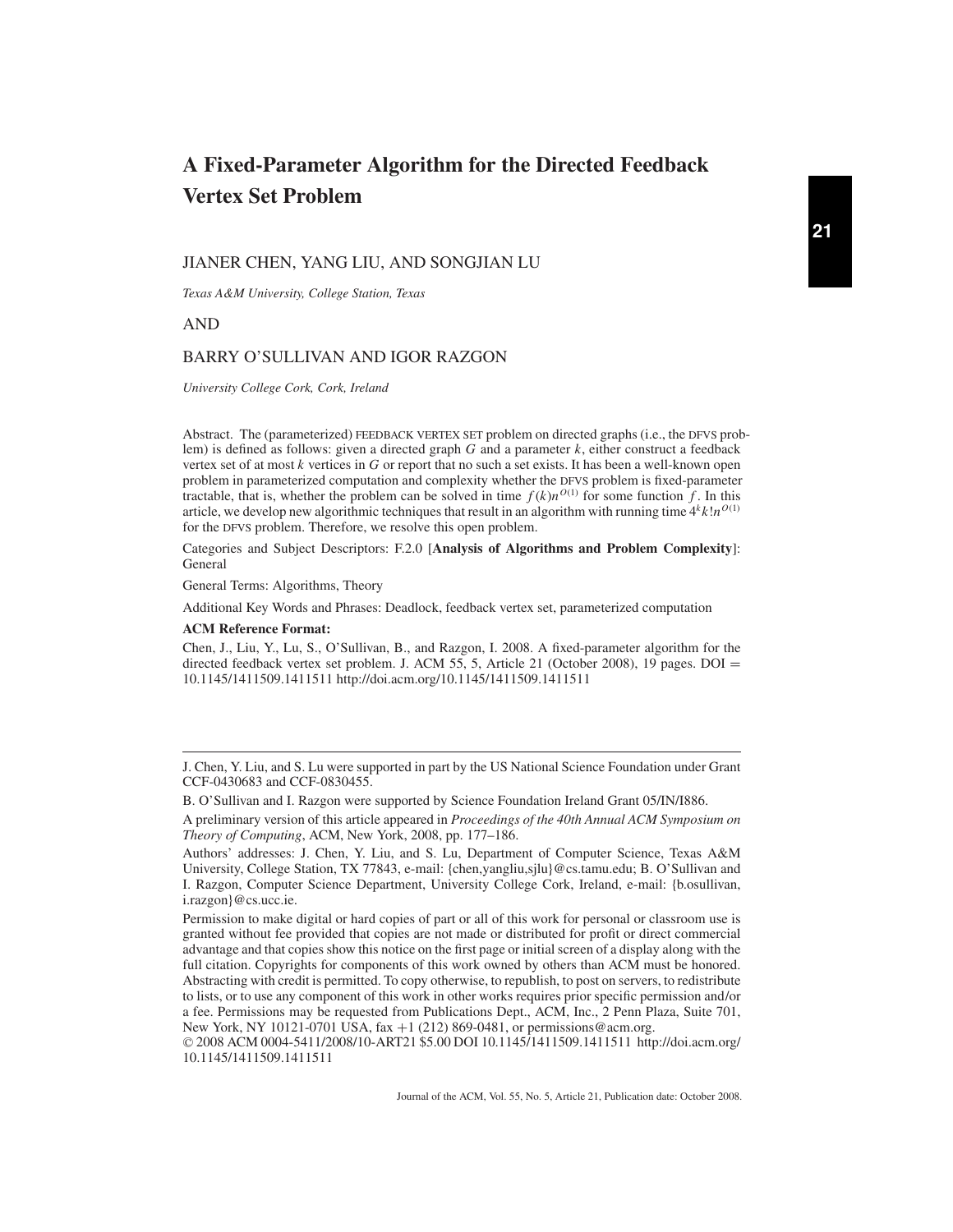# A Fixed-Parameter Algorithm for the Directed Feedback Vertex Set Problem

JIANER CHEN, YANG LIU, AND SONGJIAN LU

*Texas A&M University, College Station, Texas*

AND

BARRY O'SULLIVAN AND IGOR RAZGON

*University College Cork, Cork, Ireland*

Abstract. The (parameterized) FEEDBACK VERTEX SET problem on directed graphs (i.e., the DFVS problem) is defined as follows: given a directed graph $G$ and a parameter $k$, either construct a feedback vertex set of at most $k$ vertices in $G$ or report that no such a set exists. It has been a well-known open problem in parameterized computation and complexity whether the DFVS problem is fixed-parameter tractable, that is, whether the problem can be solved in time $f(k)n^{O(1)}$ for some function $f$. In this article, we develop new algorithmic techniques that result in an algorithm with running time $4^k k! n^{O(1)}$ for the DFVS problem. Therefore, we resolve this open problem.

Categories and Subject Descriptors: F.2.0 [**Analysis of Algorithms and Problem Complexity**]: General

General Terms: Algorithms, Theory

Additional Key Words and Phrases: Deadlock, feedback vertex set, parameterized computation

**ACM Reference Format:**

Chen, J., Liu, Y., Lu, S., O'Sullivan, B., and Razgon, I. 2008. A fixed-parameter algorithm for the directed feedback vertex set problem. J. ACM 55, 5, Article 21 (October 2008), 19 pages. DOI = 10.1145/1411509.1411511 http://doi.acm.org/10.1145/1411509.1411511

---

J. Chen, Y. Liu, and S. Lu were supported in part by the US National Science Foundation under Grant CCF-0430683 and CCF-0830455.

B. O'Sullivan and I. Razgon were supported by Science Foundation Ireland Grant 05/IN/I886.

A preliminary version of this article appeared in *Proceedings of the 40th Annual ACM Symposium on Theory of Computing*, ACM, New York, 2008, pp. 177–186.

Authors' addresses: J. Chen, Y. Liu, and S. Lu, Department of Computer Science, Texas A&M University, College Station, TX 77843, e-mail: {chen,yangliu,sjlu}@cs.tamu.edu; B. O'Sullivan and I. Razgon, Computer Science Department, University College Cork, Ireland, e-mail: {b.osullivan, i.razgon}@cs.ucc.ie.

Permission to make digital or hard copies of part or all of this work for personal or classroom use is granted without fee provided that copies are not made or distributed for profit or direct commercial advantage and that copies show this notice on the first page or initial screen of a display along with the full citation. Copyrights for components of this work owned by others than ACM must be honored. Abstracting with credit is permitted. To copy otherwise, to republish, to post on servers, to redistribute to lists, or to use any component of this work in other works requires prior specific permission and/or a fee. Permissions may be requested from Publications Dept., ACM, Inc., 2 Penn Plaza, Suite 701, New York, NY 10121-0701 USA, fax +1 (212) 869-0481, or permissions@acm.org.

© 2008 ACM 0004-5411/2008/10-ART21 $5.00 DOI 10.1145/1411509.1411511 http://doi.acm.org/10.1145/1411509.1411511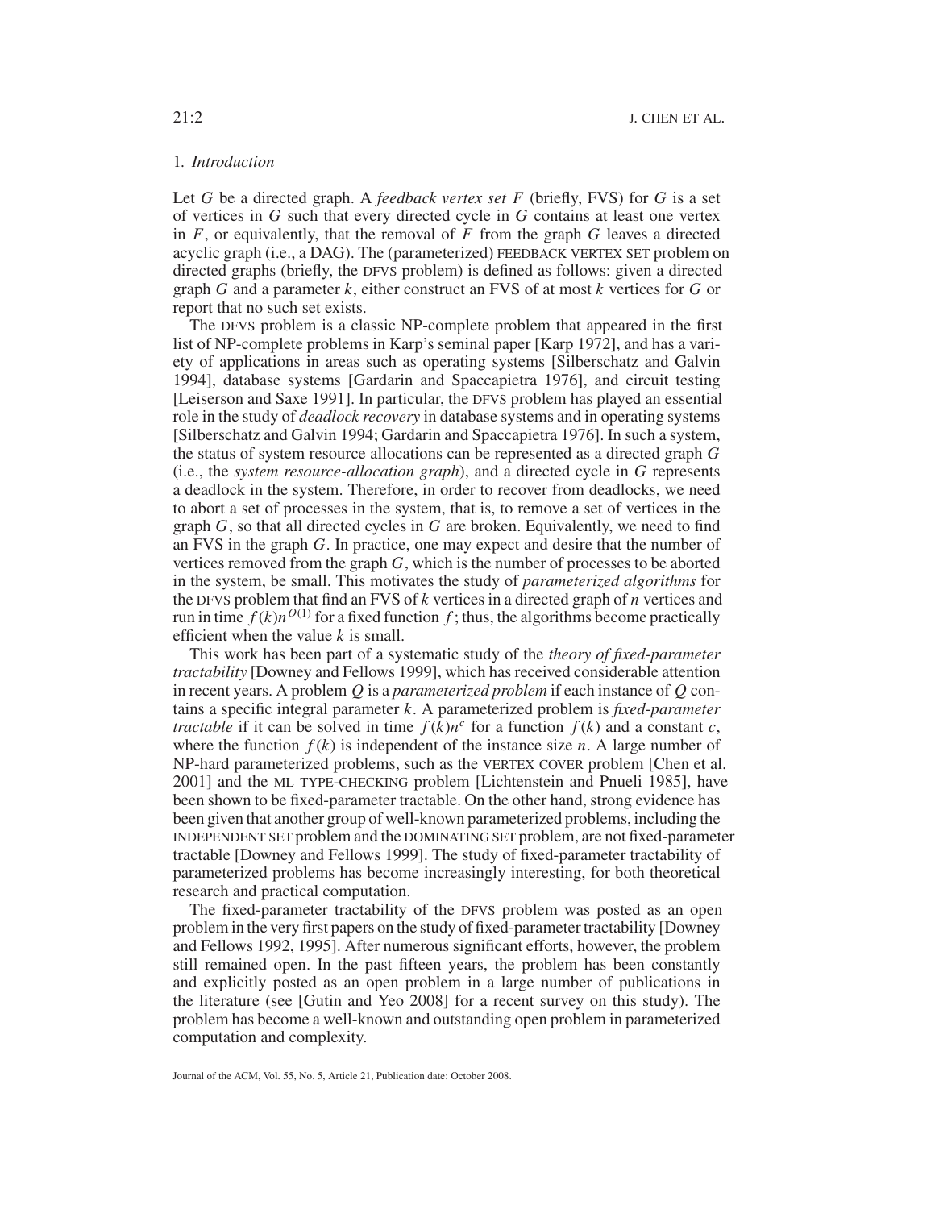## 1. *Introduction*

Let $G$ be a directed graph. A *feedback vertex set* $F$ (briefly, FVS) for $G$ is a set of vertices in $G$ such that every directed cycle in $G$ contains at least one vertex in $F$, or equivalently, that the removal of $F$ from the graph $G$ leaves a directed acyclic graph (i.e., a DAG). The (parameterized) FEEDBACK VERTEX SET problem on directed graphs (briefly, the DFVS problem) is defined as follows: given a directed graph $G$ and a parameter $k$, either construct an FVS of at most $k$ vertices for $G$ or report that no such set exists.

The DFVS problem is a classic NP-complete problem that appeared in the first list of NP-complete problems in Karp's seminal paper [Karp 1972], and has a variety of applications in areas such as operating systems [Silberschatz and Galvin 1994], database systems [Gardarin and Spaccapietra 1976], and circuit testing [Leiserson and Saxe 1991]. In particular, the DFVS problem has played an essential role in the study of *deadlock recovery* in database systems and in operating systems [Silberschatz and Galvin 1994; Gardarin and Spaccapietra 1976]. In such a system, the status of system resource allocations can be represented as a directed graph $G$ (i.e., the *system resource-allocation graph*), and a directed cycle in $G$ represents a deadlock in the system. Therefore, in order to recover from deadlocks, we need to abort a set of processes in the system, that is, to remove a set of vertices in the graph $G$, so that all directed cycles in $G$ are broken. Equivalently, we need to find an FVS in the graph $G$. In practice, one may expect and desire that the number of vertices removed from the graph $G$, which is the number of processes to be aborted in the system, be small. This motivates the study of *parameterized algorithms* for the DFVS problem that find an FVS of $k$ vertices in a directed graph of $n$ vertices and run in time $f(k)n^{O(1)}$ for a fixed function $f$; thus, the algorithms become practically efficient when the value $k$ is small.

This work has been part of a systematic study of the *theory of fixed-parameter tractability* [Downey and Fellows 1999], which has received considerable attention in recent years. A problem $Q$ is a *parameterized problem* if each instance of $Q$ contains a specific integral parameter $k$. A parameterized problem is *fixed-parameter tractable* if it can be solved in time $f(k)n^c$ for a function $f(k)$ and a constant $c$, where the function $f(k)$ is independent of the instance size $n$. A large number of NP-hard parameterized problems, such as the VERTEX COVER problem [Chen et al. 2001] and the ML TYPE-CHECKING problem [Lichtenstein and Pnueli 1985], have been shown to be fixed-parameter tractable. On the other hand, strong evidence has been given that another group of well-known parameterized problems, including the INDEPENDENT SET problem and the DOMINATING SET problem, are not fixed-parameter tractable [Downey and Fellows 1999]. The study of fixed-parameter tractability of parameterized problems has become increasingly interesting, for both theoretical research and practical computation.

The fixed-parameter tractability of the DFVS problem was posted as an open problem in the very first papers on the study of fixed-parameter tractability [Downey and Fellows 1992, 1995]. After numerous significant efforts, however, the problem still remained open. In the past fifteen years, the problem has been constantly and explicitly posted as an open problem in a large number of publications in the literature (see [Gutin and Yeo 2008] for a recent survey on this study). The problem has become a well-known and outstanding open problem in parameterized computation and complexity.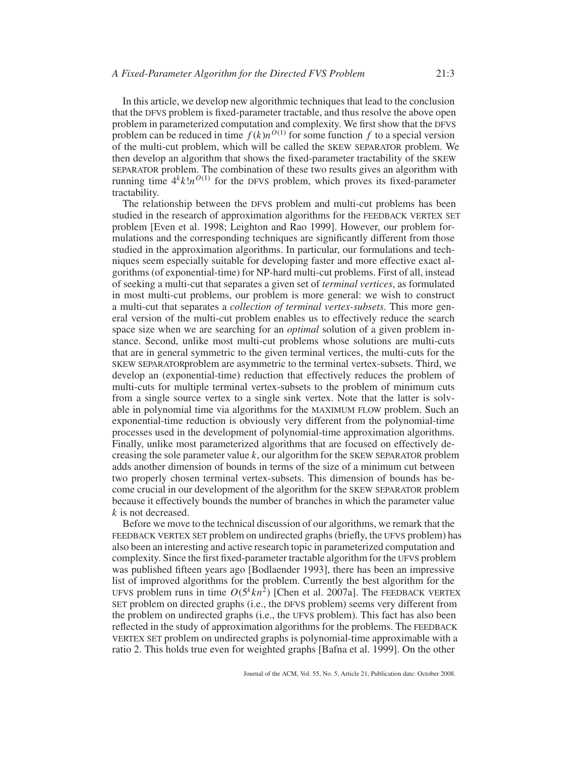In this article, we develop new algorithmic techniques that lead to the conclusion that the DFVS problem is fixed-parameter tractable, and thus resolve the above open problem in parameterized computation and complexity. We first show that the DFVS problem can be reduced in time $f(k)n^{O(1)}$ for some function $f$ to a special version of the multi-cut problem, which will be called the SKEW SEPARATOR problem. We then develop an algorithm that shows the fixed-parameter tractability of the SKEW SEPARATOR problem. The combination of these two results gives an algorithm with running time $4^k k! n^{O(1)}$ for the DFVS problem, which proves its fixed-parameter tractability.

The relationship between the DFVS problem and multi-cut problems has been studied in the research of approximation algorithms for the FEEDBACK VERTEX SET problem [Even et al. 1998; Leighton and Rao 1999]. However, our problem formulations and the corresponding techniques are significantly different from those studied in the approximation algorithms. In particular, our formulations and techniques seem especially suitable for developing faster and more effective exact algorithms (of exponential-time) for NP-hard multi-cut problems. First of all, instead of seeking a multi-cut that separates a given set of *terminal vertices*, as formulated in most multi-cut problems, our problem is more general: we wish to construct a multi-cut that separates a *collection of terminal vertex-subsets*. This more general version of the multi-cut problem enables us to effectively reduce the search space size when we are searching for an *optimal* solution of a given problem instance. Second, unlike most multi-cut problems whose solutions are multi-cuts that are in general symmetric to the given terminal vertices, the multi-cuts for the SKEW SEPARATORproblem are asymmetric to the terminal vertex-subsets. Third, we develop an (exponential-time) reduction that effectively reduces the problem of multi-cuts for multiple terminal vertex-subsets to the problem of minimum cuts from a single source vertex to a single sink vertex. Note that the latter is solvable in polynomial time via algorithms for the MAXIMUM FLOW problem. Such an exponential-time reduction is obviously very different from the polynomial-time processes used in the development of polynomial-time approximation algorithms. Finally, unlike most parameterized algorithms that are focused on effectively decreasing the sole parameter value $k$, our algorithm for the SKEW SEPARATOR problem adds another dimension of bounds in terms of the size of a minimum cut between two properly chosen terminal vertex-subsets. This dimension of bounds has become crucial in our development of the algorithm for the SKEW SEPARATOR problem because it effectively bounds the number of branches in which the parameter value $k$ is not decreased.

Before we move to the technical discussion of our algorithms, we remark that the FEEDBACK VERTEX SET problem on undirected graphs (briefly, the UFVS problem) has also been an interesting and active research topic in parameterized computation and complexity. Since the first fixed-parameter tractable algorithm for the UFVS problem was published fifteen years ago [Bodlaender 1993], there has been an impressive list of improved algorithms for the problem. Currently the best algorithm for the UFVS problem runs in time $O(5^k kn^2)$ [Chen et al. 2007a]. The FEEDBACK VERTEX SET problem on directed graphs (i.e., the DFVS problem) seems very different from the problem on undirected graphs (i.e., the UFVS problem). This fact has also been reflected in the study of approximation algorithms for the problems. The FEEDBACK VERTEX SET problem on undirected graphs is polynomial-time approximable with a ratio 2. This holds true even for weighted graphs [Bafna et al. 1999]. On the other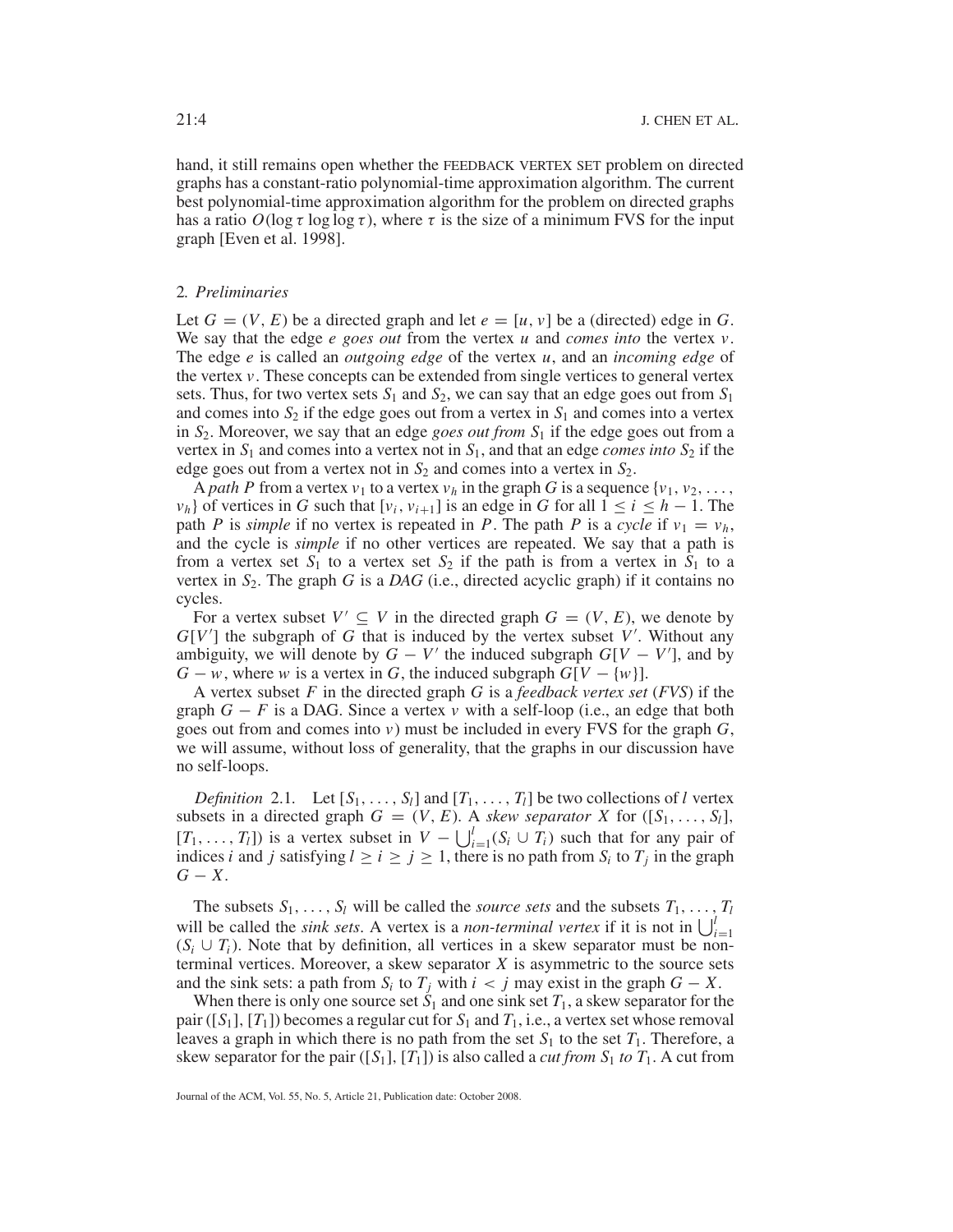hand, it still remains open whether the FEEDBACK VERTEX SET problem on directed graphs has a constant-ratio polynomial-time approximation algorithm. The current best polynomial-time approximation algorithm for the problem on directed graphs has a ratio $O(\log \tau \log \log \tau)$, where $\tau$ is the size of a minimum FVS for the input graph [Even et al. 1998].

## 2. *Preliminaries*

Let $G = (V, E)$ be a directed graph and let $e = [u, v]$ be a (directed) edge in $G$. We say that the edge $e$ *goes out* from the vertex $u$ and *comes into* the vertex $v$. The edge $e$ is called an *outgoing edge* of the vertex $u$, and an *incoming edge* of the vertex $v$. These concepts can be extended from single vertices to general vertex sets. Thus, for two vertex sets $S_1$ and $S_2$, we can say that an edge goes out from $S_1$ and comes into $S_2$ if the edge goes out from a vertex in $S_1$ and comes into a vertex in $S_2$. Moreover, we say that an edge *goes out from* $S_1$ if the edge goes out from a vertex in $S_1$ and comes into a vertex not in $S_1$, and that an edge *comes into* $S_2$ if the edge goes out from a vertex not in $S_2$ and comes into a vertex in $S_2$.

A *path* $P$ from a vertex $v_1$ to a vertex $v_h$ in the graph $G$ is a sequence $\{v_1, v_2, \ldots, v_h\}$ of vertices in $G$ such that $[v_i, v_{i+1}]$ is an edge in $G$ for all $1 \leq i \leq h - 1$. The path $P$ is *simple* if no vertex is repeated in $P$. The path $P$ is a *cycle* if $v_1 = v_h$, and the cycle is *simple* if no other vertices are repeated. We say that a path is from a vertex set $S_1$ to a vertex set $S_2$ if the path is from a vertex in $S_1$ to a vertex in $S_2$. The graph $G$ is a *DAG* (i.e., directed acyclic graph) if it contains no cycles.

For a vertex subset $V' \subseteq V$ in the directed graph $G = (V, E)$, we denote by $G[V']$ the subgraph of $G$ that is induced by the vertex subset $V'$. Without any ambiguity, we will denote by $G - V'$ the induced subgraph $G[V - V']$, and by $G - w$, where $w$ is a vertex in $G$, the induced subgraph $G[V - \{w\}]$.

A vertex subset $F$ in the directed graph $G$ is a *feedback vertex set* (*FVS*) if the graph $G - F$ is a DAG. Since a vertex $v$ with a self-loop (i.e., an edge that both goes out from and comes into $v$) must be included in every FVS for the graph $G$, we will assume, without loss of generality, that the graphs in our discussion have no self-loops.

*Definition* 2.1. Let $[S_1, \ldots, S_l]$ and $[T_1, \ldots, T_l]$ be two collections of $l$ vertex subsets in a directed graph $G = (V, E)$. A *skew separator* $X$ for $([S_1, \ldots, S_l], [T_1, \ldots, T_l])$ is a vertex subset in $V - \bigcup_{i=1}^{l}(S_i \cup T_i)$ such that for any pair of indices $i$ and $j$ satisfying $l \geq i \geq j \geq 1$, there is no path from $S_i$ to $T_j$ in the graph $G - X$.

The subsets $S_1, \ldots, S_l$ will be called the *source sets* and the subsets $T_1, \ldots, T_l$ will be called the *sink sets*. A vertex is a *non-terminal vertex* if it is not in $\bigcup_{i=1}^{l}(S_i \cup T_i)$. Note that by definition, all vertices in a skew separator must be non-terminal vertices. Moreover, a skew separator $X$ is asymmetric to the source sets and the sink sets: a path from $S_i$ to $T_j$ with $i < j$ may exist in the graph $G - X$.

When there is only one source set $S_1$ and one sink set $T_1$, a skew separator for the pair $([S_1], [T_1])$ becomes a regular cut for $S_1$ and $T_1$, i.e., a vertex set whose removal leaves a graph in which there is no path from the set $S_1$ to the set $T_1$. Therefore, a skew separator for the pair $([S_1], [T_1])$ is also called a *cut from* $S_1$ *to* $T_1$. A cut from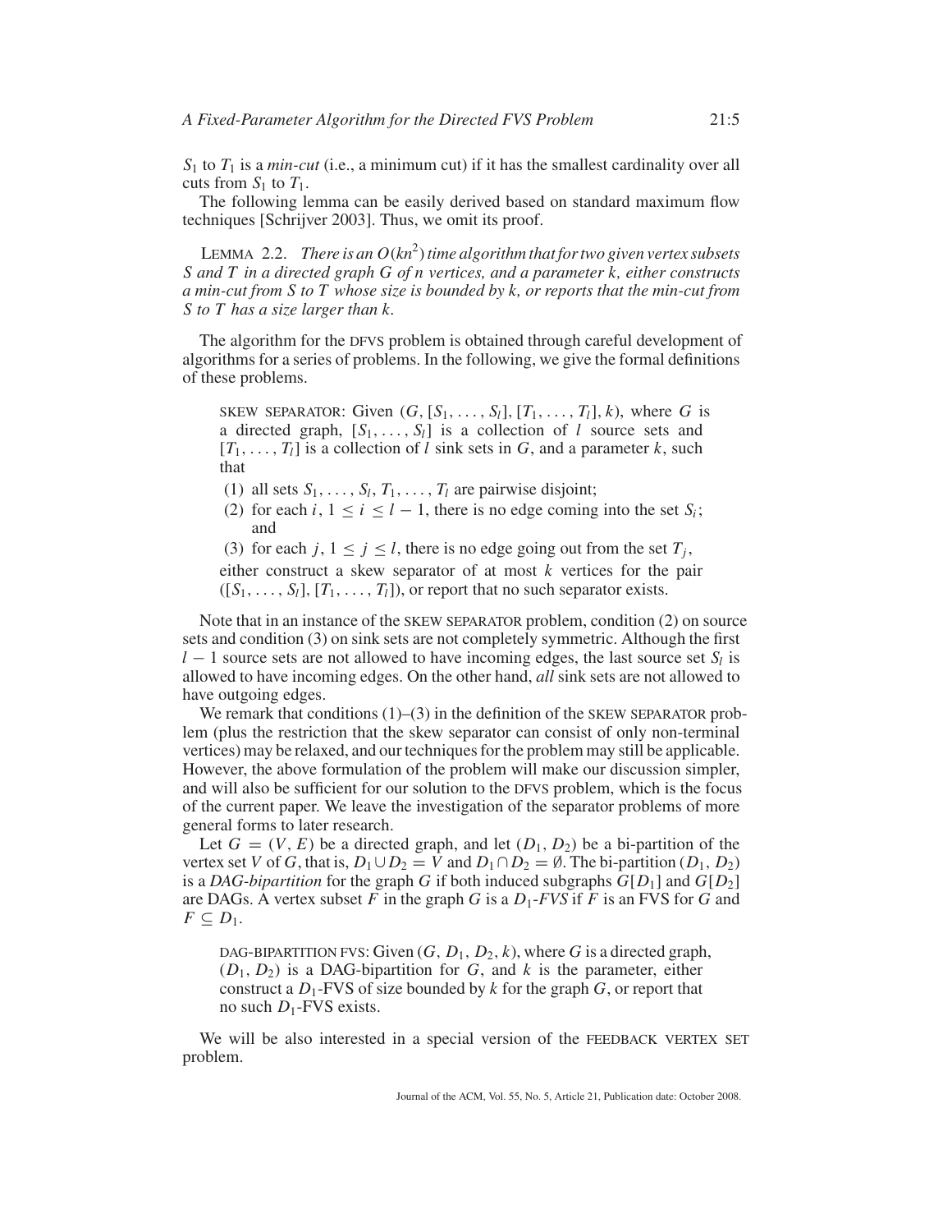$S_1$ to $T_1$ is a *min-cut* (i.e., a minimum cut) if it has the smallest cardinality over all cuts from $S_1$ to $T_1$.

The following lemma can be easily derived based on standard maximum flow techniques [Schrijver 2003]. Thus, we omit its proof.

LEMMA 2.2. *There is an $O(kn^2)$ time algorithm that for two given vertex subsets $S$ and $T$ in a directed graph $G$ of $n$ vertices, and a parameter $k$, either constructs a min-cut from $S$ to $T$ whose size is bounded by $k$, or reports that the min-cut from $S$ to $T$ has a size larger than $k$.*

The algorithm for the DFVS problem is obtained through careful development of algorithms for a series of problems. In the following, we give the formal definitions of these problems.

> SKEW SEPARATOR: Given $(G, [S_1, \ldots, S_l], [T_1, \ldots, T_l], k)$, where $G$ is a directed graph, $[S_1, \ldots, S_l]$ is a collection of $l$ source sets and $[T_1, \ldots, T_l]$ is a collection of $l$ sink sets in $G$, and a parameter $k$, such that
>
> (1) all sets $S_1, \ldots, S_l, T_1, \ldots, T_l$ are pairwise disjoint;
>
> (2) for each $i$, $1 \leq i \leq l-1$, there is no edge coming into the set $S_i$; and
>
> (3) for each $j$, $1 \leq j \leq l$, there is no edge going out from the set $T_j$,
>
> either construct a skew separator of at most $k$ vertices for the pair $([S_1, \ldots, S_l], [T_1, \ldots, T_l])$, or report that no such separator exists.

Note that in an instance of the SKEW SEPARATOR problem, condition (2) on source sets and condition (3) on sink sets are not completely symmetric. Although the first $l-1$ source sets are not allowed to have incoming edges, the last source set $S_l$ is allowed to have incoming edges. On the other hand, *all* sink sets are not allowed to have outgoing edges.

We remark that conditions (1)–(3) in the definition of the SKEW SEPARATOR problem (plus the restriction that the skew separator can consist of only non-terminal vertices) may be relaxed, and our techniques for the problem may still be applicable. However, the above formulation of the problem will make our discussion simpler, and will also be sufficient for our solution to the DFVS problem, which is the focus of the current paper. We leave the investigation of the separator problems of more general forms to later research.

Let $G = (V, E)$ be a directed graph, and let $(D_1, D_2)$ be a bi-partition of the vertex set $V$ of $G$, that is, $D_1 \cup D_2 = V$ and $D_1 \cap D_2 = \emptyset$. The bi-partition $(D_1, D_2)$ is a *DAG-bipartition* for the graph $G$ if both induced subgraphs $G[D_1]$ and $G[D_2]$ are DAGs. A vertex subset $F$ in the graph $G$ is a *$D_1$-FVS* if $F$ is an FVS for $G$ and $F \subseteq D_1$.

> DAG-BIPARTITION FVS: Given $(G, D_1, D_2, k)$, where $G$ is a directed graph, $(D_1, D_2)$ is a DAG-bipartition for $G$, and $k$ is the parameter, either construct a $D_1$-FVS of size bounded by $k$ for the graph $G$, or report that no such $D_1$-FVS exists.

We will be also interested in a special version of the FEEDBACK VERTEX SET problem.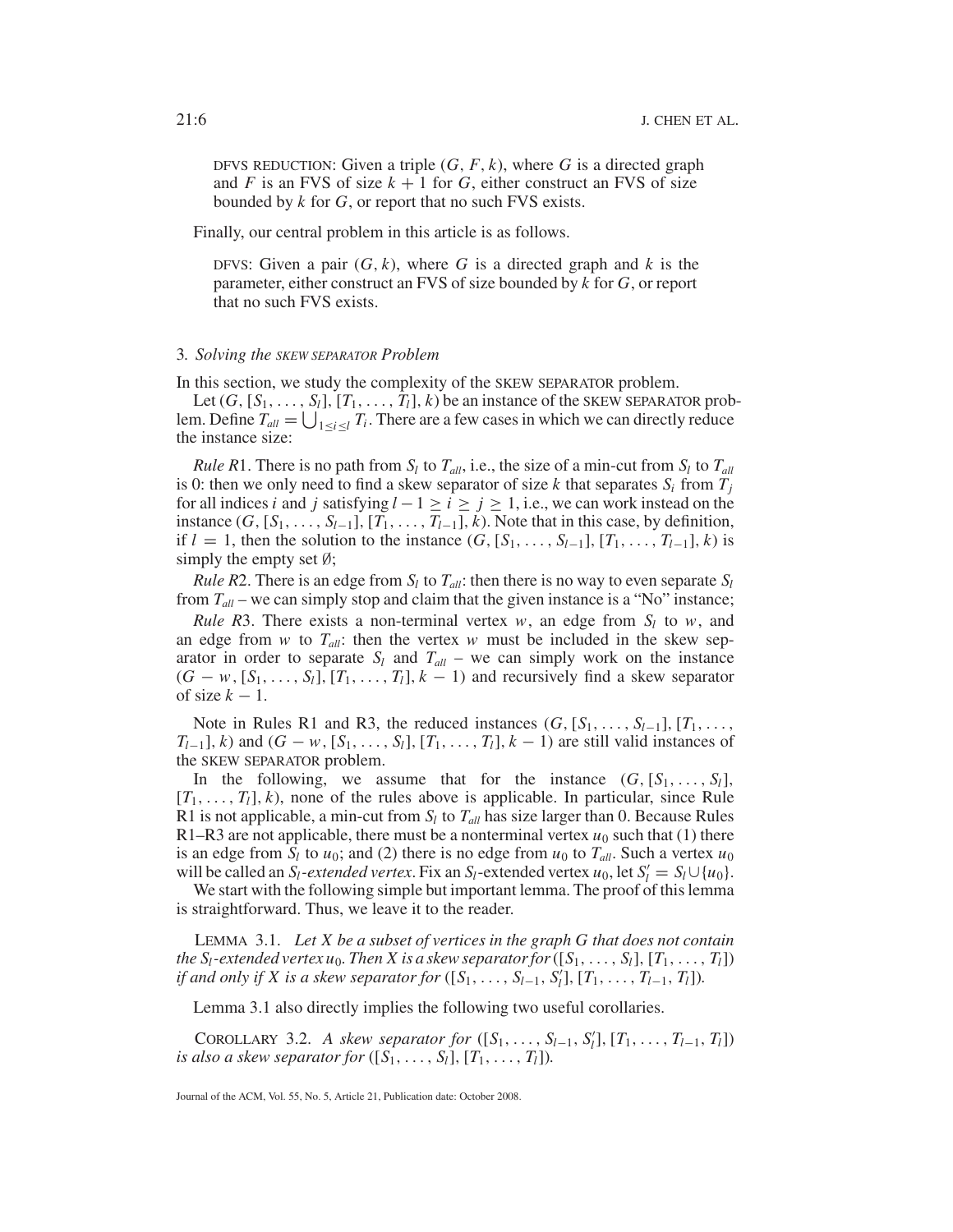DFVS REDUCTION: Given a triple $(G, F, k)$, where $G$ is a directed graph and $F$ is an FVS of size $k + 1$ for $G$, either construct an FVS of size bounded by $k$ for $G$, or report that no such FVS exists.

Finally, our central problem in this article is as follows.

DFVS: Given a pair $(G, k)$, where $G$ is a directed graph and $k$ is the parameter, either construct an FVS of size bounded by $k$ for $G$, or report that no such FVS exists.

### 3. *Solving the* SKEW SEPARATOR *Problem*

In this section, we study the complexity of the SKEW SEPARATOR problem.

Let $(G, [S_1, \ldots, S_l], [T_1, \ldots, T_l], k)$ be an instance of the SKEW SEPARATOR problem. Define $T_{all} = \bigcup_{1 \le i \le l} T_i$. There are a few cases in which we can directly reduce the instance size:

*Rule R*1. There is no path from $S_l$ to $T_{all}$, i.e., the size of a min-cut from $S_l$ to $T_{all}$ is 0: then we only need to find a skew separator of size $k$ that separates $S_i$ from $T_j$ for all indices $i$ and $j$ satisfying $l - 1 \ge i \ge j \ge 1$, i.e., we can work instead on the instance $(G, [S_1, \ldots, S_{l-1}], [T_1, \ldots, T_{l-1}], k)$. Note that in this case, by definition, if $l = 1$, then the solution to the instance $(G, [S_1, \ldots, S_{l-1}], [T_1, \ldots, T_{l-1}], k)$ is simply the empty set $\emptyset$;

*Rule R*2. There is an edge from $S_l$ to $T_{all}$: then there is no way to even separate $S_l$ from $T_{all}$ – we can simply stop and claim that the given instance is a "No" instance;

*Rule R*3. There exists a non-terminal vertex $w$, an edge from $S_l$ to $w$, and an edge from $w$ to $T_{all}$: then the vertex $w$ must be included in the skew separator in order to separate $S_l$ and $T_{all}$ – we can simply work on the instance $(G - w, [S_1, \ldots, S_l], [T_1, \ldots, T_l], k - 1)$ and recursively find a skew separator of size $k - 1$.

Note in Rules R1 and R3, the reduced instances $(G, [S_1, \ldots, S_{l-1}], [T_1, \ldots, T_{l-1}], k)$ and $(G - w, [S_1, \ldots, S_l], [T_1, \ldots, T_l], k - 1)$ are still valid instances of the SKEW SEPARATOR problem.

In the following, we assume that for the instance $(G, [S_1, \ldots, S_l], [T_1, \ldots, T_l], k)$, none of the rules above is applicable. In particular, since Rule R1 is not applicable, a min-cut from $S_l$ to $T_{all}$ has size larger than 0. Because Rules R1–R3 are not applicable, there must be a nonterminal vertex $u_0$ such that (1) there is an edge from $S_l$ to $u_0$; and (2) there is no edge from $u_0$ to $T_{all}$. Such a vertex $u_0$ will be called an $S_l$-*extended vertex*. Fix an $S_l$-extended vertex $u_0$, let $S_l' = S_l \cup \{u_0\}$.

We start with the following simple but important lemma. The proof of this lemma is straightforward. Thus, we leave it to the reader.

LEMMA 3.1. *Let $X$ be a subset of vertices in the graph $G$ that does not contain the $S_l$-extended vertex $u_0$. Then $X$ is a skew separator for $([S_1, \ldots, S_l], [T_1, \ldots, T_l])$ if and only if $X$ is a skew separator for $([S_1, \ldots, S_{l-1}, S_l'], [T_1, \ldots, T_{l-1}, T_l])$.*

Lemma 3.1 also directly implies the following two useful corollaries.

COROLLARY 3.2. *A skew separator for $([S_1, \ldots, S_{l-1}, S_l'], [T_1, \ldots, T_{l-1}, T_l])$ is also a skew separator for $([S_1, \ldots, S_l], [T_1, \ldots, T_l])$.*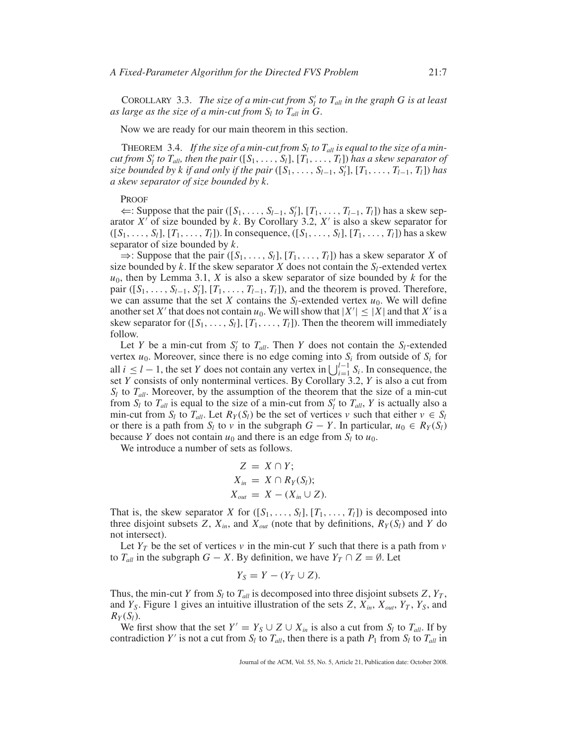COROLLARY 3.3. *The size of a min-cut from $S_l'$ to $T_{all}$ in the graph $G$ is at least as large as the size of a min-cut from $S_l$ to $T_{all}$ in $G$.*

Now we are ready for our main theorem in this section.

THEOREM 3.4. *If the size of a min-cut from $S_l$ to $T_{all}$ is equal to the size of a min-cut from $S_l'$ to $T_{all}$, then the pair $([S_1, \ldots, S_l], [T_1, \ldots, T_l])$ has a skew separator of size bounded by $k$ if and only if the pair $([S_1, \ldots, S_{l-1}, S_l'], [T_1, \ldots, T_{l-1}, T_l])$ has a skew separator of size bounded by $k$.*

PROOF

$\Leftarrow$: Suppose that the pair $([S_1, \ldots, S_{l-1}, S_l'], [T_1, \ldots, T_{l-1}, T_l])$ has a skew separator $X'$ of size bounded by $k$. By Corollary 3.2, $X'$ is also a skew separator for $([S_1, \ldots, S_l], [T_1, \ldots, T_l])$. In consequence, $([S_1, \ldots, S_l], [T_1, \ldots, T_l])$ has a skew separator of size bounded by $k$.

$\Rightarrow$: Suppose that the pair $([S_1, \ldots, S_l], [T_1, \ldots, T_l])$ has a skew separator $X$ of size bounded by $k$. If the skew separator $X$ does not contain the $S_l$-extended vertex $u_0$, then by Lemma 3.1, $X$ is also a skew separator of size bounded by $k$ for the pair $([S_1, \ldots, S_{l-1}, S_l'], [T_1, \ldots, T_{l-1}, T_l])$, and the theorem is proved. Therefore, we can assume that the set $X$ contains the $S_l$-extended vertex $u_0$. We will define another set $X'$ that does not contain $u_0$. We will show that $|X'| \leq |X|$ and that $X'$ is a skew separator for $([S_1, \ldots, S_l], [T_1, \ldots, T_l])$. Then the theorem will immediately follow.

Let $Y$ be a min-cut from $S_l'$ to $T_{all}$. Then $Y$ does not contain the $S_l$-extended vertex $u_0$. Moreover, since there is no edge coming into $S_i$ from outside of $S_i$ for all $i \leq l-1$, the set $Y$ does not contain any vertex in $\bigcup_{i=1}^{l-1} S_i$. In consequence, the set $Y$ consists of only nonterminal vertices. By Corollary 3.2, $Y$ is also a cut from $S_l$ to $T_{all}$. Moreover, by the assumption of the theorem that the size of a min-cut from $S_l$ to $T_{all}$ is equal to the size of a min-cut from $S_l'$ to $T_{all}$, $Y$ is actually also a min-cut from $S_l$ to $T_{all}$. Let $R_Y(S_l)$ be the set of vertices $v$ such that either $v \in S_l$ or there is a path from $S_l$ to $v$ in the subgraph $G - Y$. In particular, $u_0 \in R_Y(S_l)$ because $Y$ does not contain $u_0$ and there is an edge from $S_l$ to $u_0$.

We introduce a number of sets as follows.

$$\begin{aligned} Z &= X \cap Y; \\ X_{in} &= X \cap R_Y(S_l); \\ X_{out} &= X - (X_{in} \cup Z). \end{aligned}$$

That is, the skew separator $X$ for $([S_1, \ldots, S_l], [T_1, \ldots, T_l])$ is decomposed into three disjoint subsets $Z$, $X_{in}$, and $X_{out}$ (note that by definitions, $R_Y(S_l)$ and $Y$ do not intersect).

Let $Y_T$ be the set of vertices $v$ in the min-cut $Y$ such that there is a path from $v$ to $T_{all}$ in the subgraph $G - X$. By definition, we have $Y_T \cap Z = \emptyset$. Let

$$Y_S = Y - (Y_T \cup Z).$$

Thus, the min-cut $Y$ from $S_l$ to $T_{all}$ is decomposed into three disjoint subsets $Z$, $Y_T$, and $Y_S$. Figure 1 gives an intuitive illustration of the sets $Z$, $X_{in}$, $X_{out}$, $Y_T$, $Y_S$, and $R_Y(S_l)$.

We first show that the set $Y' = Y_S \cup Z \cup X_{in}$ is also a cut from $S_l$ to $T_{all}$. If by contradiction $Y'$ is not a cut from $S_l$ to $T_{all}$, then there is a path $P_1$ from $S_l$ to $T_{all}$ in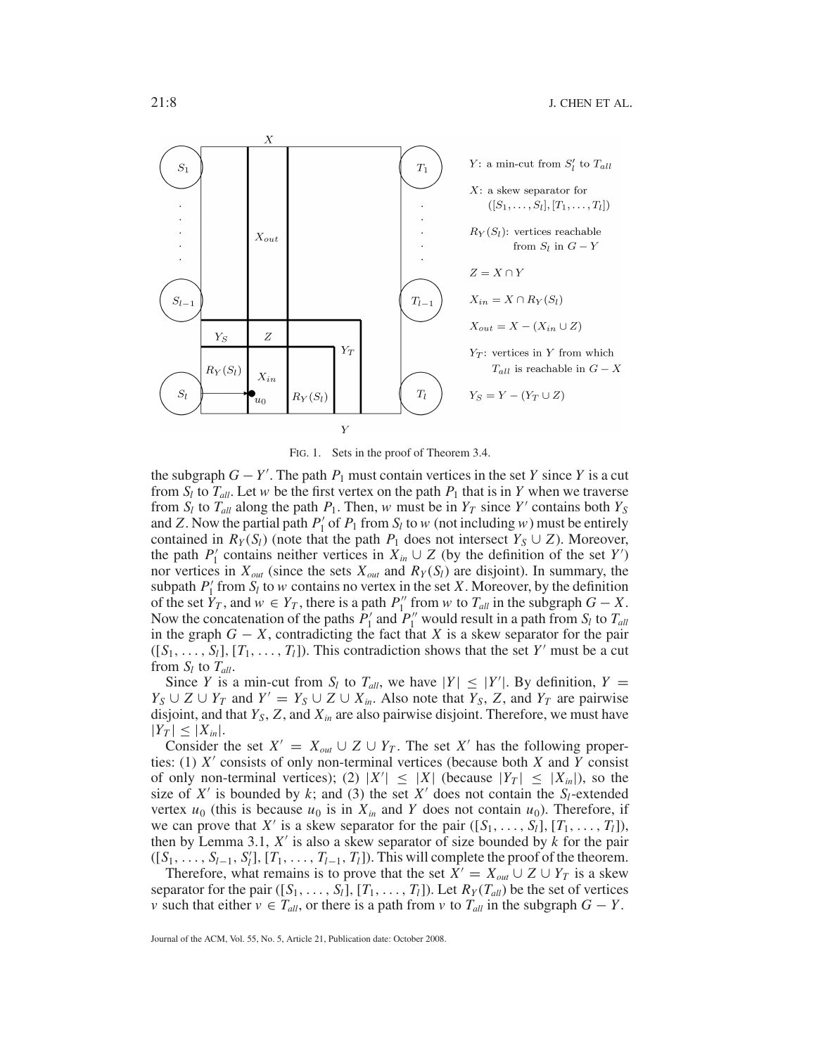FIG. 1. Sets in the proof of Theorem 3.4.

the subgraph $G - Y'$. The path $P_1$ must contain vertices in the set $Y$ since $Y$ is a cut from $S_l$ to $T_{all}$. Let $w$ be the first vertex on the path $P_1$ that is in $Y$ when we traverse from $S_l$ to $T_{all}$ along the path $P_1$. Then, $w$ must be in $Y_T$ since $Y'$ contains both $Y_S$ and $Z$. Now the partial path $P_1'$ of $P_1$ from $S_l$ to $w$ (not including $w$) must be entirely contained in $R_Y(S_l)$ (note that the path $P_1$ does not intersect $Y_S \cup Z$). Moreover, the path $P_1'$ contains neither vertices in $X_{in} \cup Z$ (by the definition of the set $Y'$) nor vertices in $X_{out}$ (since the sets $X_{out}$ and $R_Y(S_l)$ are disjoint). In summary, the subpath $P_1'$ from $S_l$ to $w$ contains no vertex in the set $X$. Moreover, by the definition of the set $Y_T$, and $w \in Y_T$, there is a path $P_1''$ from $w$ to $T_{all}$ in the subgraph $G - X$. Now the concatenation of the paths $P_1'$ and $P_1''$ would result in a path from $S_l$ to $T_{all}$ in the graph $G - X$, contradicting the fact that $X$ is a skew separator for the pair $([S_1, \ldots, S_l], [T_1, \ldots, T_l])$. This contradiction shows that the set $Y'$ must be a cut from $S_l$ to $T_{all}$.

Since $Y$ is a min-cut from $S_l$ to $T_{all}$, we have $|Y| \leq |Y'|$. By definition, $Y = Y_S \cup Z \cup Y_T$ and $Y' = Y_S \cup Z \cup X_{in}$. Also note that $Y_S$, $Z$, and $Y_T$ are pairwise disjoint, and that $Y_S$, $Z$, and $X_{in}$ are also pairwise disjoint. Therefore, we must have $|Y_T| \leq |X_{in}|$.

Consider the set $X' = X_{out} \cup Z \cup Y_T$. The set $X'$ has the following properties: (1) $X'$ consists of only non-terminal vertices (because both $X$ and $Y$ consist of only non-terminal vertices); (2) $|X'| \leq |X|$ (because $|Y_T| \leq |X_{in}|$), so the size of $X'$ is bounded by $k$; and (3) the set $X'$ does not contain the $S_l$-extended vertex $u_0$ (this is because $u_0$ is in $X_{in}$ and $Y$ does not contain $u_0$). Therefore, if we can prove that $X'$ is a skew separator for the pair $([S_1, \ldots, S_l], [T_1, \ldots, T_l])$, then by Lemma 3.1, $X'$ is also a skew separator of size bounded by $k$ for the pair $([S_1, \ldots, S_{l-1}, S_l'], [T_1, \ldots, T_{l-1}, T_l])$. This will complete the proof of the theorem.

Therefore, what remains is to prove that the set $X' = X_{out} \cup Z \cup Y_T$ is a skew separator for the pair $([S_1, \ldots, S_l], [T_1, \ldots, T_l])$. Let $R_Y(T_{all})$ be the set of vertices $v$ such that either $v \in T_{all}$, or there is a path from $v$ to $T_{all}$ in the subgraph $G - Y$.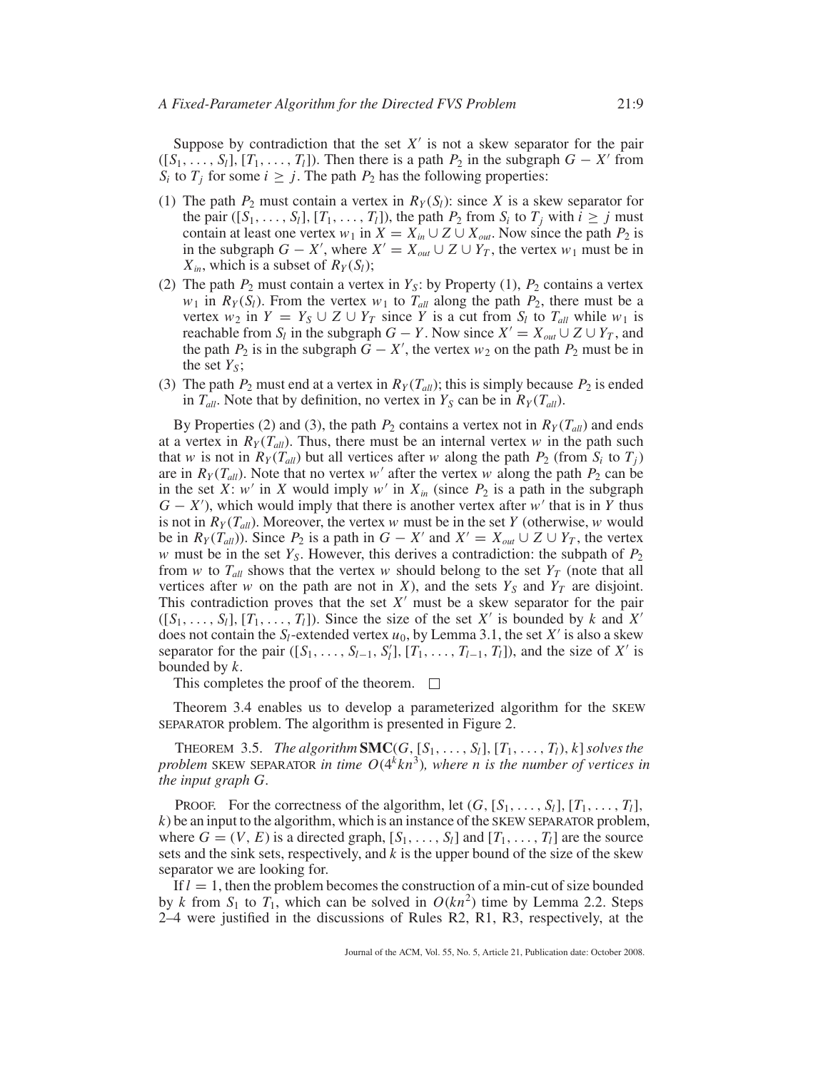Suppose by contradiction that the set $X'$ is not a skew separator for the pair $([S_1, \ldots, S_l], [T_1, \ldots, T_l])$. Then there is a path $P_2$ in the subgraph $G - X'$ from $S_i$ to $T_j$ for some $i \geq j$. The path $P_2$ has the following properties:

(1) The path $P_2$ must contain a vertex in $R_Y(S_l)$: since $X$ is a skew separator for the pair $([S_1, \ldots, S_l], [T_1, \ldots, T_l])$, the path $P_2$ from $S_i$ to $T_j$ with $i \geq j$ must contain at least one vertex $w_1$ in $X = X_{in} \cup Z \cup X_{out}$. Now since the path $P_2$ is in the subgraph $G - X'$, where $X' = X_{out} \cup Z \cup Y_T$, the vertex $w_1$ must be in $X_{in}$, which is a subset of $R_Y(S_l)$;

(2) The path $P_2$ must contain a vertex in $Y_S$: by Property (1), $P_2$ contains a vertex $w_1$ in $R_Y(S_l)$. From the vertex $w_1$ to $T_{all}$ along the path $P_2$, there must be a vertex $w_2$ in $Y = Y_S \cup Z \cup Y_T$ since $Y$ is a cut from $S_l$ to $T_{all}$ while $w_1$ is reachable from $S_l$ in the subgraph $G - Y$. Now since $X' = X_{out} \cup Z \cup Y_T$, and the path $P_2$ is in the subgraph $G - X'$, the vertex $w_2$ on the path $P_2$ must be in the set $Y_S$;

(3) The path $P_2$ must end at a vertex in $R_Y(T_{all})$; this is simply because $P_2$ is ended in $T_{all}$. Note that by definition, no vertex in $Y_S$ can be in $R_Y(T_{all})$.

By Properties (2) and (3), the path $P_2$ contains a vertex not in $R_Y(T_{all})$ and ends at a vertex in $R_Y(T_{all})$. Thus, there must be an internal vertex $w$ in the path such that $w$ is not in $R_Y(T_{all})$ but all vertices after $w$ along the path $P_2$ (from $S_i$ to $T_j$) are in $R_Y(T_{all})$. Note that no vertex $w'$ after the vertex $w$ along the path $P_2$ can be in the set $X$: $w'$ in $X$ would imply $w'$ in $X_{in}$ (since $P_2$ is a path in the subgraph $G - X'$), which would imply that there is another vertex after $w'$ that is in $Y$ thus is not in $R_Y(T_{all})$. Moreover, the vertex $w$ must be in the set $Y$ (otherwise, $w$ would be in $R_Y(T_{all})$). Since $P_2$ is a path in $G - X'$ and $X' = X_{out} \cup Z \cup Y_T$, the vertex $w$ must be in the set $Y_S$. However, this derives a contradiction: the subpath of $P_2$ from $w$ to $T_{all}$ shows that the vertex $w$ should belong to the set $Y_T$ (note that all vertices after $w$ on the path are not in $X$), and the sets $Y_S$ and $Y_T$ are disjoint. This contradiction proves that the set $X'$ must be a skew separator for the pair $([S_1, \ldots, S_l], [T_1, \ldots, T_l])$. Since the size of the set $X'$ is bounded by $k$ and $X'$ does not contain the $S_l$-extended vertex $u_0$, by Lemma 3.1, the set $X'$ is also a skew separator for the pair $([S_1, \ldots, S_{l-1}, S_l'], [T_1, \ldots, T_{l-1}, T_l])$, and the size of $X'$ is bounded by $k$.

This completes the proof of the theorem. □

Theorem 3.4 enables us to develop a parameterized algorithm for the SKEW SEPARATOR problem. The algorithm is presented in Figure 2.

THEOREM 3.5. *The algorithm* **SMC**$(G, [S_1, \ldots, S_l], [T_1, \ldots, T_l), k]$ *solves the problem* SKEW SEPARATOR *in time* $O(4^k k n^3)$*, where* $n$ *is the number of vertices in the input graph* $G$.

PROOF. For the correctness of the algorithm, let $(G, [S_1, \ldots, S_l], [T_1, \ldots, T_l], k)$ be an input to the algorithm, which is an instance of the SKEW SEPARATOR problem, where $G = (V, E)$ is a directed graph, $[S_1, \ldots, S_l]$ and $[T_1, \ldots, T_l]$ are the source sets and the sink sets, respectively, and $k$ is the upper bound of the size of the skew separator we are looking for.

If $l = 1$, then the problem becomes the construction of a min-cut of size bounded by $k$ from $S_1$ to $T_1$, which can be solved in $O(kn^2)$ time by Lemma 2.2. Steps 2–4 were justified in the discussions of Rules R2, R1, R3, respectively, at the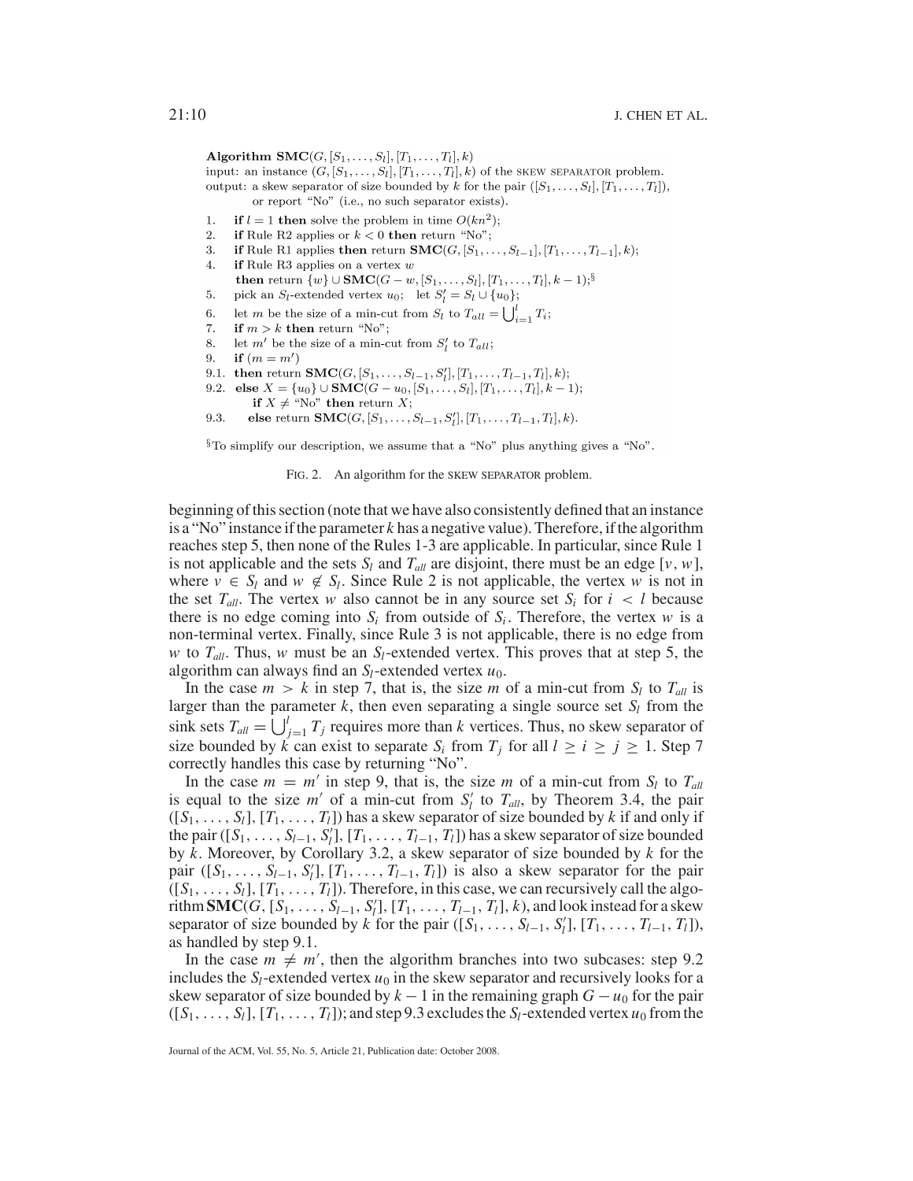**Algorithm SMC**$(G, [S_1, \ldots, S_l], [T_1, \ldots, T_l], k)$

input: an instance $(G, [S_1, \ldots, S_l], [T_1, \ldots, T_l], k)$ of the SKEW SEPARATOR problem.

output: a skew separator of size bounded by $k$ for the pair $([S_1, \ldots, S_l], [T_1, \ldots, T_l])$, or report "No" (i.e., no such separator exists).

```
1.    if l = 1 then solve the problem in time O(kn^2);
2.    if Rule R2 applies or k < 0 then return "No";
3.    if Rule R1 applies then return SMC(G, [S_1, ..., S_{l-1}], [T_1, ..., T_{l-1}], k);
4.    if Rule R3 applies on a vertex w
      then return {w} ∪ SMC(G - w, [S_1, ..., S_l], [T_1, ..., T_l], k - 1);§
5.    pick an S_l-extended vertex u_0;   let S'_l = S_l ∪ {u_0};
6.    let m be the size of a min-cut from S_l to T_all = ⋃_{i=1}^{l} T_i;
7.    if m > k then return "No";
8.    let m' be the size of a min-cut from S'_l to T_all;
9.    if (m = m')
9.1.  then return SMC(G, [S_1, ..., S_{l-1}, S'_l], [T_1, ..., T_{l-1}, T_l], k);
9.2.  else X = {u_0} ∪ SMC(G - u_0, [S_1, ..., S_l], [T_1, ..., T_l], k - 1);
          if X ≠ "No" then return X;
9.3.      else return SMC(G, [S_1, ..., S_{l-1}, S'_l], [T_1, ..., T_{l-1}, T_l], k).
```

§To simplify our description, we assume that a "No" plus anything gives a "No".

FIG. 2. An algorithm for the SKEW SEPARATOR problem.

beginning of this section (note that we have also consistently defined that an instance is a "No" instance if the parameter $k$ has a negative value). Therefore, if the algorithm reaches step 5, then none of the Rules 1-3 are applicable. In particular, since Rule 1 is not applicable and the sets $S_l$ and $T_{all}$ are disjoint, there must be an edge $[v, w]$, where $v \in S_l$ and $w \notin S_l$. Since Rule 2 is not applicable, the vertex $w$ is not in the set $T_{all}$. The vertex $w$ also cannot be in any source set $S_i$ for $i < l$ because there is no edge coming into $S_i$ from outside of $S_i$. Therefore, the vertex $w$ is a non-terminal vertex. Finally, since Rule 3 is not applicable, there is no edge from $w$ to $T_{all}$. Thus, $w$ must be an $S_l$-extended vertex. This proves that at step 5, the algorithm can always find an $S_l$-extended vertex $u_0$.

In the case $m > k$ in step 7, that is, the size $m$ of a min-cut from $S_l$ to $T_{all}$ is larger than the parameter $k$, then even separating a single source set $S_l$ from the sink sets $T_{all} = \bigcup_{j=1}^{l} T_j$ requires more than $k$ vertices. Thus, no skew separator of size bounded by $k$ can exist to separate $S_i$ from $T_j$ for all $l \geq i \geq j \geq 1$. Step 7 correctly handles this case by returning "No".

In the case $m = m'$ in step 9, that is, the size $m$ of a min-cut from $S_l$ to $T_{all}$ is equal to the size $m'$ of a min-cut from $S'_l$ to $T_{all}$, by Theorem 3.4, the pair $([S_1, \ldots, S_l], [T_1, \ldots, T_l])$ has a skew separator of size bounded by $k$ if and only if the pair $([S_1, \ldots, S_{l-1}, S'_l], [T_1, \ldots, T_{l-1}, T_l])$ has a skew separator of size bounded by $k$. Moreover, by Corollary 3.2, a skew separator of size bounded by $k$ for the pair $([S_1, \ldots, S_{l-1}, S'_l], [T_1, \ldots, T_{l-1}, T_l])$ is also a skew separator for the pair $([S_1, \ldots, S_l], [T_1, \ldots, T_l])$. Therefore, in this case, we can recursively call the algorithm $\mathbf{SMC}(G, [S_1, \ldots, S_{l-1}, S'_l], [T_1, \ldots, T_{l-1}, T_l], k)$, and look instead for a skew separator of size bounded by $k$ for the pair $([S_1, \ldots, S_{l-1}, S'_l], [T_1, \ldots, T_{l-1}, T_l])$, as handled by step 9.1.

In the case $m \neq m'$, then the algorithm branches into two subcases: step 9.2 includes the $S_l$-extended vertex $u_0$ in the skew separator and recursively looks for a skew separator of size bounded by $k - 1$ in the remaining graph $G - u_0$ for the pair $([S_1, \ldots, S_l], [T_1, \ldots, T_l])$; and step 9.3 excludes the $S_l$-extended vertex $u_0$ from the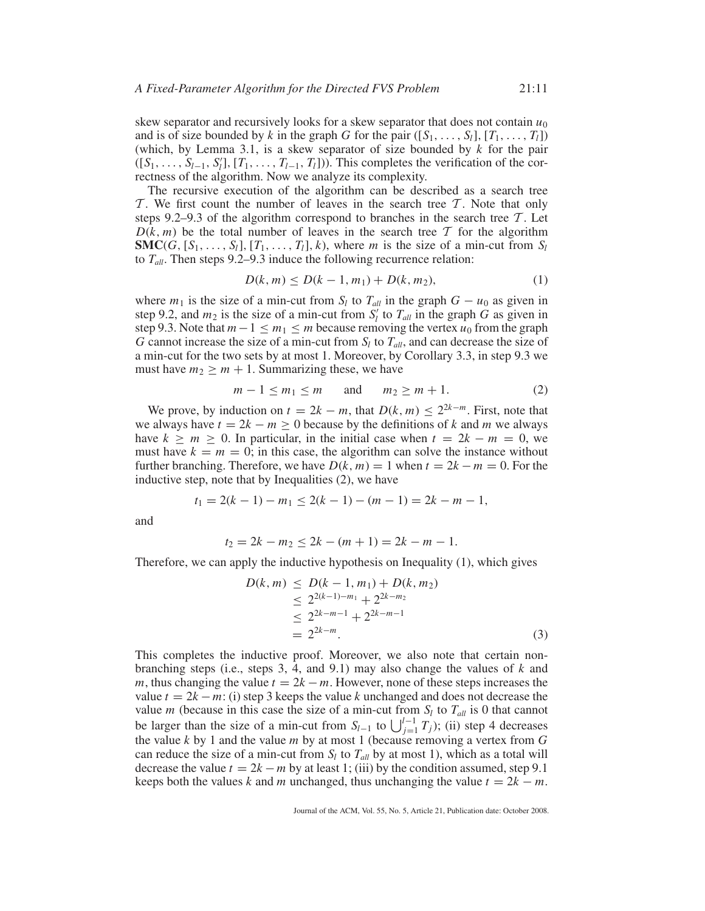skew separator and recursively looks for a skew separator that does not contain $u_0$ and is of size bounded by $k$ in the graph $G$ for the pair $([S_1, \ldots, S_l], [T_1, \ldots, T_l])$ (which, by Lemma 3.1, is a skew separator of size bounded by $k$ for the pair $([S_1, \ldots, S_{l-1}, S_l'], [T_1, \ldots, T_{l-1}, T_l])$). This completes the verification of the correctness of the algorithm. Now we analyze its complexity.

The recursive execution of the algorithm can be described as a search tree $\mathcal{T}$. We first count the number of leaves in the search tree $\mathcal{T}$. Note that only steps 9.2–9.3 of the algorithm correspond to branches in the search tree $\mathcal{T}$. Let $D(k, m)$ be the total number of leaves in the search tree $\mathcal{T}$ for the algorithm **SMC**$(G, [S_1, \ldots, S_l], [T_1, \ldots, T_l], k)$, where $m$ is the size of a min-cut from $S_l$ to $T_{all}$. Then steps 9.2–9.3 induce the following recurrence relation:

$$D(k, m) \leq D(k-1, m_1) + D(k, m_2), \tag{1}$$

where $m_1$ is the size of a min-cut from $S_l$ to $T_{all}$ in the graph $G - u_0$ as given in step 9.2, and $m_2$ is the size of a min-cut from $S_l'$ to $T_{all}$ in the graph $G$ as given in step 9.3. Note that $m - 1 \leq m_1 \leq m$ because removing the vertex $u_0$ from the graph $G$ cannot increase the size of a min-cut from $S_l$ to $T_{all}$, and can decrease the size of a min-cut for the two sets by at most 1. Moreover, by Corollary 3.3, in step 9.3 we must have $m_2 \geq m + 1$. Summarizing these, we have

$$m - 1 \leq m_1 \leq m \qquad \text{and} \qquad m_2 \geq m + 1. \tag{2}$$

We prove, by induction on $t = 2k - m$, that $D(k, m) \leq 2^{2k-m}$. First, note that we always have $t = 2k - m \geq 0$ because by the definitions of $k$ and $m$ we always have $k \geq m \geq 0$. In particular, in the initial case when $t = 2k - m = 0$, we must have $k = m = 0$; in this case, the algorithm can solve the instance without further branching. Therefore, we have $D(k, m) = 1$ when $t = 2k - m = 0$. For the inductive step, note that by Inequalities (2), we have

$$t_1 = 2(k-1) - m_1 \leq 2(k-1) - (m-1) = 2k - m - 1,$$

and

$$t_2 = 2k - m_2 \leq 2k - (m+1) = 2k - m - 1.$$

Therefore, we can apply the inductive hypothesis on Inequality (1), which gives

$$\begin{aligned} D(k, m) &\leq D(k-1, m_1) + D(k, m_2) \\ &\leq 2^{2(k-1)-m_1} + 2^{2k-m_2} \\ &\leq 2^{2k-m-1} + 2^{2k-m-1} \\ &= 2^{2k-m}. \end{aligned} \tag{3}$$

This completes the inductive proof. Moreover, we also note that certain non-branching steps (i.e., steps 3, 4, and 9.1) may also change the values of $k$ and $m$, thus changing the value $t = 2k - m$. However, none of these steps increases the value $t = 2k - m$: (i) step 3 keeps the value $k$ unchanged and does not decrease the value $m$ (because in this case the size of a min-cut from $S_l$ to $T_{all}$ is 0 that cannot be larger than the size of a min-cut from $S_{l-1}$ to $\bigcup_{j=1}^{l-1} T_j$); (ii) step 4 decreases the value $k$ by 1 and the value $m$ by at most 1 (because removing a vertex from $G$ can reduce the size of a min-cut from $S_l$ to $T_{all}$ by at most 1), which as a total will decrease the value $t = 2k - m$ by at least 1; (iii) by the condition assumed, step 9.1 keeps both the values $k$ and $m$ unchanged, thus unchanging the value $t = 2k - m$.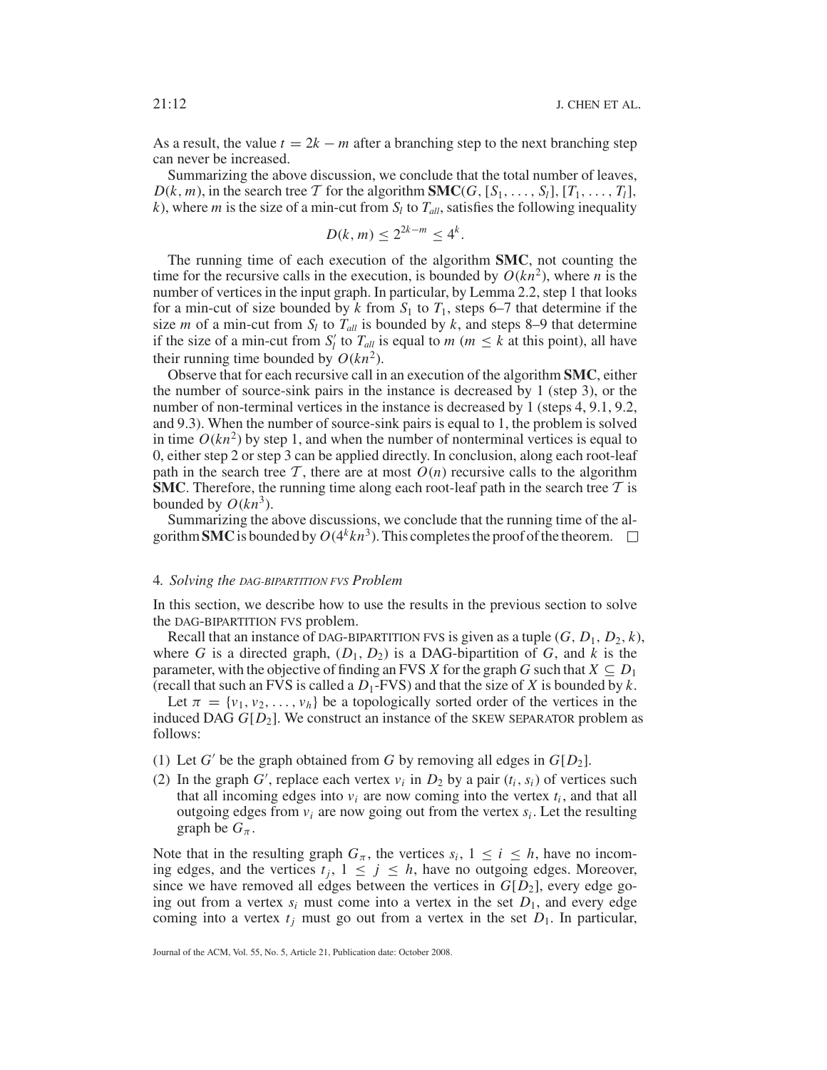As a result, the value $t = 2k - m$ after a branching step to the next branching step can never be increased.

Summarizing the above discussion, we conclude that the total number of leaves, $D(k, m)$, in the search tree $\mathcal{T}$ for the algorithm **SMC**$(G, [S_1, \ldots, S_l], [T_1, \ldots, T_l], k)$, where $m$ is the size of a min-cut from $S_l$ to $T_{all}$, satisfies the following inequality

$$D(k, m) \leq 2^{2k-m} \leq 4^k.$$

The running time of each execution of the algorithm **SMC**, not counting the time for the recursive calls in the execution, is bounded by $O(kn^2)$, where $n$ is the number of vertices in the input graph. In particular, by Lemma 2.2, step 1 that looks for a min-cut of size bounded by $k$ from $S_1$ to $T_1$, steps 6–7 that determine if the size $m$ of a min-cut from $S_l$ to $T_{all}$ is bounded by $k$, and steps 8–9 that determine if the size of a min-cut from $S_l'$ to $T_{all}$ is equal to $m$ ($m \leq k$ at this point), all have their running time bounded by $O(kn^2)$.

Observe that for each recursive call in an execution of the algorithm **SMC**, either the number of source-sink pairs in the instance is decreased by 1 (step 3), or the number of non-terminal vertices in the instance is decreased by 1 (steps 4, 9.1, 9.2, and 9.3). When the number of source-sink pairs is equal to 1, the problem is solved in time $O(kn^2)$ by step 1, and when the number of nonterminal vertices is equal to 0, either step 2 or step 3 can be applied directly. In conclusion, along each root-leaf path in the search tree $\mathcal{T}$, there are at most $O(n)$ recursive calls to the algorithm **SMC**. Therefore, the running time along each root-leaf path in the search tree $\mathcal{T}$ is bounded by $O(kn^3)$.

Summarizing the above discussions, we conclude that the running time of the algorithm **SMC** is bounded by $O(4^k kn^3)$. This completes the proof of the theorem. $\square$

## 4. *Solving the* DAG-BIPARTITION FVS *Problem*

In this section, we describe how to use the results in the previous section to solve the DAG-BIPARTITION FVS problem.

Recall that an instance of DAG-BIPARTITION FVS is given as a tuple $(G, D_1, D_2, k)$, where $G$ is a directed graph, $(D_1, D_2)$ is a DAG-bipartition of $G$, and $k$ is the parameter, with the objective of finding an FVS $X$ for the graph $G$ such that $X \subseteq D_1$ (recall that such an FVS is called a $D_1$-FVS) and that the size of $X$ is bounded by $k$.

Let $\pi = \{v_1, v_2, \ldots, v_h\}$ be a topologically sorted order of the vertices in the induced DAG $G[D_2]$. We construct an instance of the SKEW SEPARATOR problem as follows:

(1) Let $G'$ be the graph obtained from $G$ by removing all edges in $G[D_2]$.
(2) In the graph $G'$, replace each vertex $v_i$ in $D_2$ by a pair $(t_i, s_i)$ of vertices such that all incoming edges into $v_i$ are now coming into the vertex $t_i$, and that all outgoing edges from $v_i$ are now going out from the vertex $s_i$. Let the resulting graph be $G_\pi$.

Note that in the resulting graph $G_\pi$, the vertices $s_i$, $1 \leq i \leq h$, have no incoming edges, and the vertices $t_j$, $1 \leq j \leq h$, have no outgoing edges. Moreover, since we have removed all edges between the vertices in $G[D_2]$, every edge going out from a vertex $s_i$ must come into a vertex in the set $D_1$, and every edge coming into a vertex $t_j$ must go out from a vertex in the set $D_1$. In particular,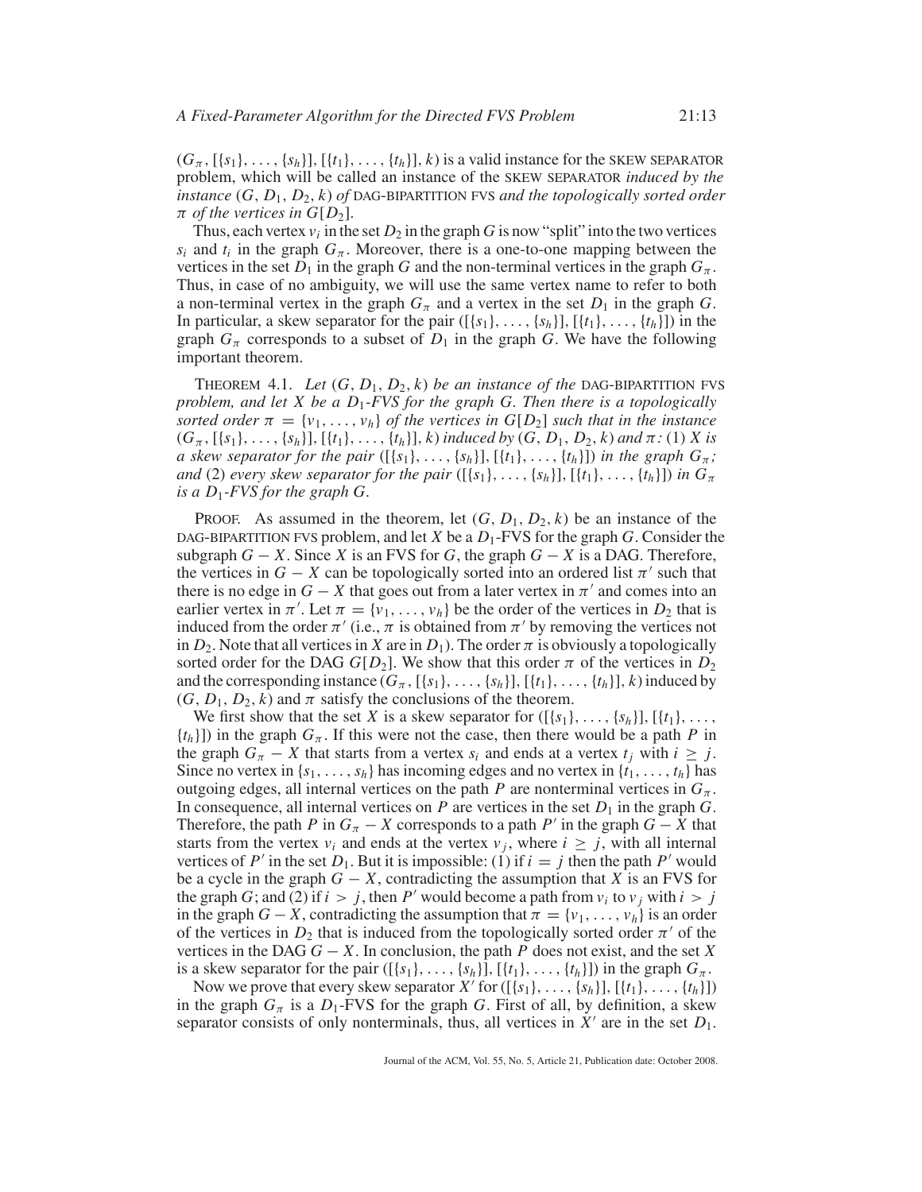$(G_\pi, [\{s_1\}, \ldots, \{s_h\}], [\{t_1\}, \ldots, \{t_h\}], k)$ is a valid instance for the SKEW SEPARATOR problem, which will be called an instance of the SKEW SEPARATOR *induced by the instance* $(G, D_1, D_2, k)$ *of* DAG-BIPARTITION FVS *and the topologically sorted order* $\pi$ *of the vertices in* $G[D_2]$.

Thus, each vertex $v_i$ in the set $D_2$ in the graph $G$ is now "split" into the two vertices $s_i$ and $t_i$ in the graph $G_\pi$. Moreover, there is a one-to-one mapping between the vertices in the set $D_1$ in the graph $G$ and the non-terminal vertices in the graph $G_\pi$. Thus, in case of no ambiguity, we will use the same vertex name to refer to both a non-terminal vertex in the graph $G_\pi$ and a vertex in the set $D_1$ in the graph $G$. In particular, a skew separator for the pair $([\{s_1\}, \ldots, \{s_h\}], [\{t_1\}, \ldots, \{t_h\}])$ in the graph $G_\pi$ corresponds to a subset of $D_1$ in the graph $G$. We have the following important theorem.

THEOREM 4.1. *Let* $(G, D_1, D_2, k)$ *be an instance of the* DAG-BIPARTITION FVS *problem, and let* $X$ *be a* $D_1$*-FVS for the graph* $G$. *Then there is a topologically sorted order* $\pi = \{v_1, \ldots, v_h\}$ *of the vertices in* $G[D_2]$ *such that in the instance* $(G_\pi, [\{s_1\}, \ldots, \{s_h\}], [\{t_1\}, \ldots, \{t_h\}], k)$ *induced by* $(G, D_1, D_2, k)$ *and* $\pi$*: (1)* $X$ *is a skew separator for the pair* $([\{s_1\}, \ldots, \{s_h\}], [\{t_1\}, \ldots, \{t_h\}])$ *in the graph* $G_\pi$*; and (2) every skew separator for the pair* $([\{s_1\}, \ldots, \{s_h\}], [\{t_1\}, \ldots, \{t_h\}])$ *in* $G_\pi$ *is a* $D_1$*-FVS for the graph* $G$.

PROOF. As assumed in the theorem, let $(G, D_1, D_2, k)$ be an instance of the DAG-BIPARTITION FVS problem, and let $X$ be a $D_1$-FVS for the graph $G$. Consider the subgraph $G - X$. Since $X$ is an FVS for $G$, the graph $G - X$ is a DAG. Therefore, the vertices in $G - X$ can be topologically sorted into an ordered list $\pi'$ such that there is no edge in $G - X$ that goes out from a later vertex in $\pi'$ and comes into an earlier vertex in $\pi'$. Let $\pi = \{v_1, \ldots, v_h\}$ be the order of the vertices in $D_2$ that is induced from the order $\pi'$ (i.e., $\pi$ is obtained from $\pi'$ by removing the vertices not in $D_2$. Note that all vertices in $X$ are in $D_1$). The order $\pi$ is obviously a topologically sorted order for the DAG $G[D_2]$. We show that this order $\pi$ of the vertices in $D_2$ and the corresponding instance $(G_\pi, [\{s_1\}, \ldots, \{s_h\}], [\{t_1\}, \ldots, \{t_h\}], k)$ induced by $(G, D_1, D_2, k)$ and $\pi$ satisfy the conclusions of the theorem.

We first show that the set $X$ is a skew separator for $([\{s_1\}, \ldots, \{s_h\}], [\{t_1\}, \ldots, \{t_h\}])$ in the graph $G_\pi$. If this were not the case, then there would be a path $P$ in the graph $G_\pi - X$ that starts from a vertex $s_i$ and ends at a vertex $t_j$ with $i \geq j$. Since no vertex in $\{s_1, \ldots, s_h\}$ has incoming edges and no vertex in $\{t_1, \ldots, t_h\}$ has outgoing edges, all internal vertices on the path $P$ are nonterminal vertices in $G_\pi$. In consequence, all internal vertices on $P$ are vertices in the set $D_1$ in the graph $G$. Therefore, the path $P$ in $G_\pi - X$ corresponds to a path $P'$ in the graph $G - X$ that starts from the vertex $v_i$ and ends at the vertex $v_j$, where $i \geq j$, with all internal vertices of $P'$ in the set $D_1$. But it is impossible: (1) if $i = j$ then the path $P'$ would be a cycle in the graph $G - X$, contradicting the assumption that $X$ is an FVS for the graph $G$; and (2) if $i > j$, then $P'$ would become a path from $v_i$ to $v_j$ with $i > j$ in the graph $G - X$, contradicting the assumption that $\pi = \{v_1, \ldots, v_h\}$ is an order of the vertices in $D_2$ that is induced from the topologically sorted order $\pi'$ of the vertices in the DAG $G - X$. In conclusion, the path $P$ does not exist, and the set $X$ is a skew separator for the pair $([\{s_1\}, \ldots, \{s_h\}], [\{t_1\}, \ldots, \{t_h\}])$ in the graph $G_\pi$.

Now we prove that every skew separator $X'$ for $([\{s_1\}, \ldots, \{s_h\}], [\{t_1\}, \ldots, \{t_h\}])$ in the graph $G_\pi$ is a $D_1$-FVS for the graph $G$. First of all, by definition, a skew separator consists of only nonterminals, thus, all vertices in $X'$ are in the set $D_1$.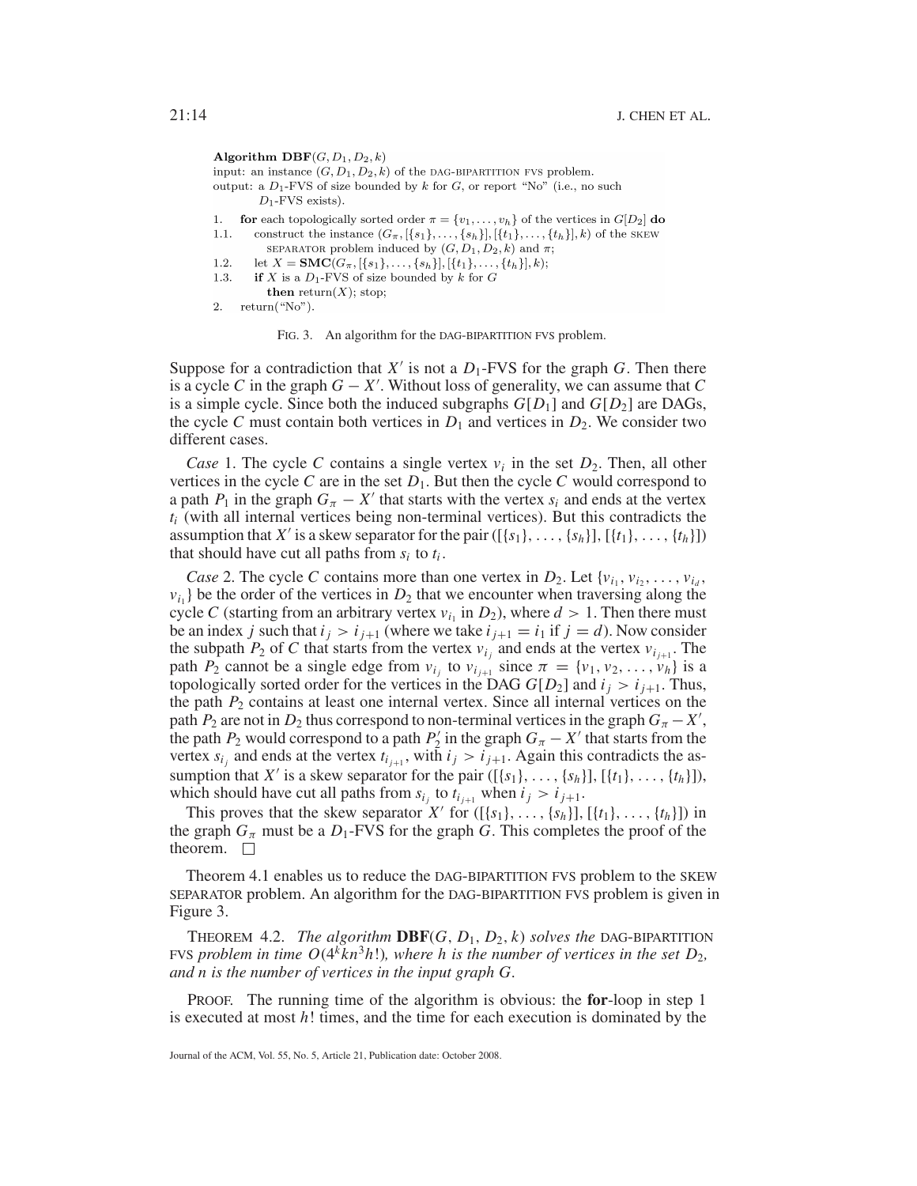```
Algorithm DBF(G, D_1, D_2, k)
input: an instance (G, D_1, D_2, k) of the DAG-BIPARTITION FVS problem.
output: a D_1-FVS of size bounded by k for G, or report "No" (i.e., no such
        D_1-FVS exists).

1.    for each topologically sorted order π = {v_1, ..., v_h} of the vertices in G[D_2] do
1.1.     construct the instance (G_π, [{s_1}, ..., {s_h}], [{t_1}, ..., {t_h}], k) of the SKEW
           SEPARATOR problem induced by (G, D_1, D_2, k) and π;
1.2.     let X = SMC(G_π, [{s_1}, ..., {s_h}], [{t_1}, ..., {t_h}], k);
1.3.     if X is a D_1-FVS of size bounded by k for G
           then return(X); stop;
2.    return("No").
```

FIG. 3. An algorithm for the DAG-BIPARTITION FVS problem.

Suppose for a contradiction that $X'$ is not a $D_1$-FVS for the graph $G$. Then there is a cycle $C$ in the graph $G - X'$. Without loss of generality, we can assume that $C$ is a simple cycle. Since both the induced subgraphs $G[D_1]$ and $G[D_2]$ are DAGs, the cycle $C$ must contain both vertices in $D_1$ and vertices in $D_2$. We consider two different cases.

*Case* 1. The cycle $C$ contains a single vertex $v_i$ in the set $D_2$. Then, all other vertices in the cycle $C$ are in the set $D_1$. But then the cycle $C$ would correspond to a path $P_1$ in the graph $G_\pi - X'$ that starts with the vertex $s_i$ and ends at the vertex $t_i$ (with all internal vertices being non-terminal vertices). But this contradicts the assumption that $X'$ is a skew separator for the pair $([\{s_1\}, \ldots, \{s_h\}], [\{t_1\}, \ldots, \{t_h\}])$ that should have cut all paths from $s_i$ to $t_i$.

*Case* 2. The cycle $C$ contains more than one vertex in $D_2$. Let $\{v_{i_1}, v_{i_2}, \ldots, v_{i_d}, v_{i_1}\}$ be the order of the vertices in $D_2$ that we encounter when traversing along the cycle $C$ (starting from an arbitrary vertex $v_{i_1}$ in $D_2$), where $d > 1$. Then there must be an index $j$ such that $i_j > i_{j+1}$ (where we take $i_{j+1} = i_1$ if $j = d$). Now consider the subpath $P_2$ of $C$ that starts from the vertex $v_{i_j}$ and ends at the vertex $v_{i_{j+1}}$. The path $P_2$ cannot be a single edge from $v_{i_j}$ to $v_{i_{j+1}}$ since $\pi = \{v_1, v_2, \ldots, v_h\}$ is a topologically sorted order for the vertices in the DAG $G[D_2]$ and $i_j > i_{j+1}$. Thus, the path $P_2$ contains at least one internal vertex. Since all internal vertices on the path $P_2$ are not in $D_2$ thus correspond to non-terminal vertices in the graph $G_\pi - X'$, the path $P_2$ would correspond to a path $P_2'$ in the graph $G_\pi - X'$ that starts from the vertex $s_{i_j}$ and ends at the vertex $t_{i_{j+1}}$, with $i_j > i_{j+1}$. Again this contradicts the assumption that $X'$ is a skew separator for the pair $([\{s_1\}, \ldots, \{s_h\}], [\{t_1\}, \ldots, \{t_h\}])$, which should have cut all paths from $s_{i_j}$ to $t_{i_{j+1}}$ when $i_j > i_{j+1}$.

This proves that the skew separator $X'$ for $([\{s_1\}, \ldots, \{s_h\}], [\{t_1\}, \ldots, \{t_h\}])$ in the graph $G_\pi$ must be a $D_1$-FVS for the graph $G$. This completes the proof of the theorem. □

Theorem 4.1 enables us to reduce the DAG-BIPARTITION FVS problem to the SKEW SEPARATOR problem. An algorithm for the DAG-BIPARTITION FVS problem is given in Figure 3.

THEOREM 4.2. *The algorithm* **DBF**$(G, D_1, D_2, k)$ *solves the* DAG-BIPARTITION FVS *problem in time* $O(4^k kn^3 h!)$*, where h is the number of vertices in the set* $D_2$*, and n is the number of vertices in the input graph G.*

PROOF. The running time of the algorithm is obvious: the **for**-loop in step 1 is executed at most $h!$ times, and the time for each execution is dominated by the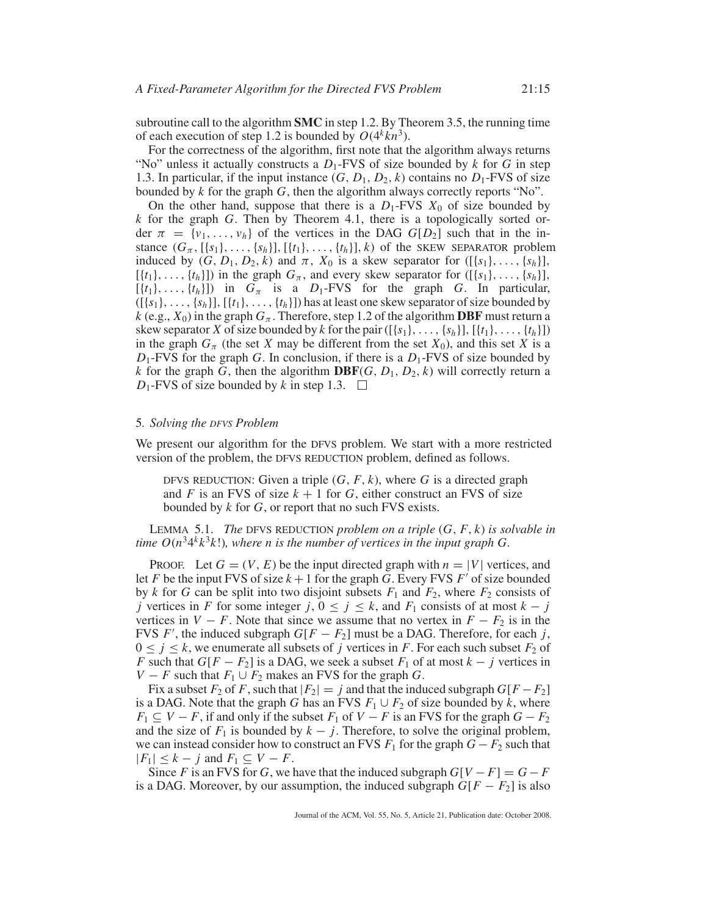subroutine call to the algorithm **SMC** in step 1.2. By Theorem 3.5, the running time of each execution of step 1.2 is bounded by $O(4^k kn^3)$.

For the correctness of the algorithm, first note that the algorithm always returns "No" unless it actually constructs a $D_1$-FVS of size bounded by $k$ for $G$ in step 1.3. In particular, if the input instance $(G, D_1, D_2, k)$ contains no $D_1$-FVS of size bounded by $k$ for the graph $G$, then the algorithm always correctly reports "No".

On the other hand, suppose that there is a $D_1$-FVS $X_0$ of size bounded by $k$ for the graph $G$. Then by Theorem 4.1, there is a topologically sorted order $\pi = \{v_1, \ldots, v_h\}$ of the vertices in the DAG $G[D_2]$ such that in the instance $(G_\pi, [\{s_1\}, \ldots, \{s_h\}], [\{t_1\}, \ldots, \{t_h\}], k)$ of the SKEW SEPARATOR problem induced by $(G, D_1, D_2, k)$ and $\pi$, $X_0$ is a skew separator for $([\{s_1\}, \ldots, \{s_h\}], [\{t_1\}, \ldots, \{t_h\}])$ in the graph $G_\pi$, and every skew separator for $([\{s_1\}, \ldots, \{s_h\}], [\{t_1\}, \ldots, \{t_h\}])$ in $G_\pi$ is a $D_1$-FVS for the graph $G$. In particular, $([\{s_1\}, \ldots, \{s_h\}], [\{t_1\}, \ldots, \{t_h\}])$ has at least one skew separator of size bounded by $k$ (e.g., $X_0$) in the graph $G_\pi$. Therefore, step 1.2 of the algorithm **DBF** must return a skew separator $X$ of size bounded by $k$ for the pair $([\{s_1\}, \ldots, \{s_h\}], [\{t_1\}, \ldots, \{t_h\}])$ in the graph $G_\pi$ (the set $X$ may be different from the set $X_0$), and this set $X$ is a $D_1$-FVS for the graph $G$. In conclusion, if there is a $D_1$-FVS of size bounded by $k$ for the graph $G$, then the algorithm **DBF**$(G, D_1, D_2, k)$ will correctly return a $D_1$-FVS of size bounded by $k$ in step 1.3. □

## 5. *Solving the DFVS Problem*

We present our algorithm for the DFVS problem. We start with a more restricted version of the problem, the DFVS REDUCTION problem, defined as follows.

> DFVS REDUCTION: Given a triple $(G, F, k)$, where $G$ is a directed graph and $F$ is an FVS of size $k + 1$ for $G$, either construct an FVS of size bounded by $k$ for $G$, or report that no such FVS exists.

LEMMA 5.1. *The* DFVS REDUCTION *problem on a triple $(G, F, k)$ is solvable in time $O(n^3 4^k k^3 k!)$, where $n$ is the number of vertices in the input graph $G$.*

PROOF. Let $G = (V, E)$ be the input directed graph with $n = |V|$ vertices, and let $F$ be the input FVS of size $k+1$ for the graph $G$. Every FVS $F'$ of size bounded by $k$ for $G$ can be split into two disjoint subsets $F_1$ and $F_2$, where $F_2$ consists of $j$ vertices in $F$ for some integer $j$, $0 \leq j \leq k$, and $F_1$ consists of at most $k - j$ vertices in $V - F$. Note that since we assume that no vertex in $F - F_2$ is in the FVS $F'$, the induced subgraph $G[F - F_2]$ must be a DAG. Therefore, for each $j$, $0 \leq j \leq k$, we enumerate all subsets of $j$ vertices in $F$. For each such subset $F_2$ of $F$ such that $G[F - F_2]$ is a DAG, we seek a subset $F_1$ of at most $k - j$ vertices in $V - F$ such that $F_1 \cup F_2$ makes an FVS for the graph $G$.

Fix a subset $F_2$ of $F$, such that $|F_2| = j$ and that the induced subgraph $G[F - F_2]$ is a DAG. Note that the graph $G$ has an FVS $F_1 \cup F_2$ of size bounded by $k$, where $F_1 \subseteq V - F$, if and only if the subset $F_1$ of $V - F$ is an FVS for the graph $G - F_2$ and the size of $F_1$ is bounded by $k - j$. Therefore, to solve the original problem, we can instead consider how to construct an FVS $F_1$ for the graph $G - F_2$ such that $|F_1| \leq k - j$ and $F_1 \subseteq V - F$.

Since $F$ is an FVS for $G$, we have that the induced subgraph $G[V - F] = G - F$ is a DAG. Moreover, by our assumption, the induced subgraph $G[F - F_2]$ is also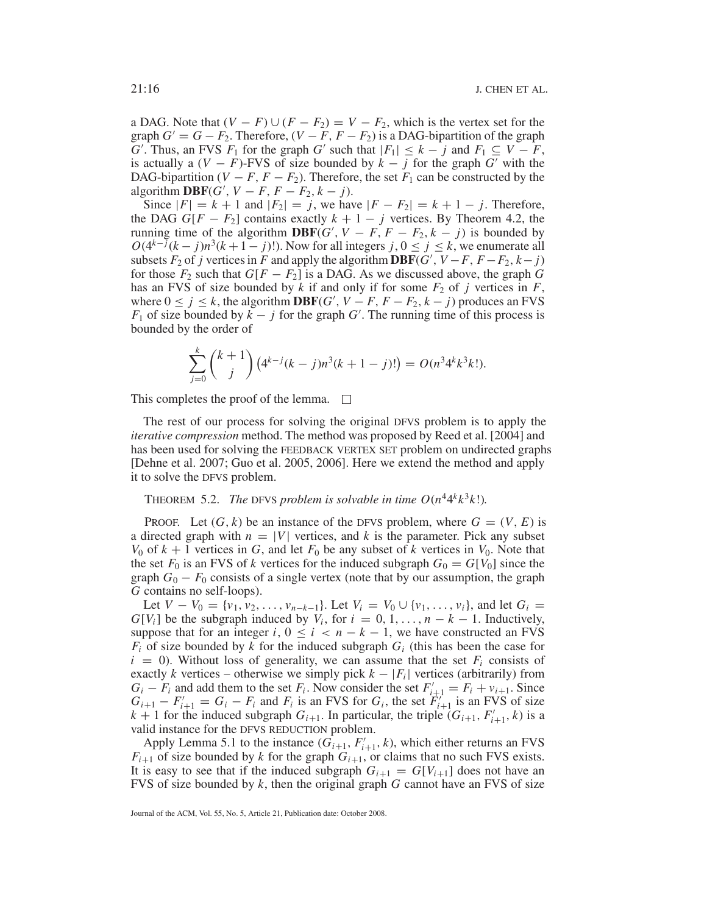a DAG. Note that $(V - F) \cup (F - F_2) = V - F_2$, which is the vertex set for the graph $G' = G - F_2$. Therefore, $(V - F, F - F_2)$ is a DAG-bipartition of the graph $G'$. Thus, an FVS $F_1$ for the graph $G'$ such that $|F_1| \leq k - j$ and $F_1 \subseteq V - F$, is actually a $(V - F)$-FVS of size bounded by $k - j$ for the graph $G'$ with the DAG-bipartition $(V - F, F - F_2)$. Therefore, the set $F_1$ can be constructed by the algorithm $\mathbf{DBF}(G', V - F, F - F_2, k - j)$.

Since $|F| = k + 1$ and $|F_2| = j$, we have $|F - F_2| = k + 1 - j$. Therefore, the DAG $G[F - F_2]$ contains exactly $k + 1 - j$ vertices. By Theorem 4.2, the running time of the algorithm $\mathbf{DBF}(G', V - F, F - F_2, k - j)$ is bounded by $O(4^{k-j}(k - j)n^3(k + 1 - j)!)$. Now for all integers $j, 0 \leq j \leq k$, we enumerate all subsets $F_2$ of $j$ vertices in $F$ and apply the algorithm $\mathbf{DBF}(G', V - F, F - F_2, k - j)$ for those $F_2$ such that $G[F - F_2]$ is a DAG. As we discussed above, the graph $G$ has an FVS of size bounded by $k$ if and only if for some $F_2$ of $j$ vertices in $F$, where $0 \leq j \leq k$, the algorithm $\mathbf{DBF}(G', V - F, F - F_2, k - j)$ produces an FVS $F_1$ of size bounded by $k - j$ for the graph $G'$. The running time of this process is bounded by the order of

$$\sum_{j=0}^{k} \binom{k+1}{j} \left(4^{k-j}(k - j)n^3(k + 1 - j)!\right) = O(n^3 4^k k^3 k!).$$

This completes the proof of the lemma. □

The rest of our process for solving the original DFVS problem is to apply the *iterative compression* method. The method was proposed by Reed et al. [2004] and has been used for solving the FEEDBACK VERTEX SET problem on undirected graphs [Dehne et al. 2007; Guo et al. 2005, 2006]. Here we extend the method and apply it to solve the DFVS problem.

THEOREM 5.2. *The* DFVS *problem is solvable in time $O(n^4 4^k k^3 k!)$.*

PROOF. Let $(G, k)$ be an instance of the DFVS problem, where $G = (V, E)$ is a directed graph with $n = |V|$ vertices, and $k$ is the parameter. Pick any subset $V_0$ of $k + 1$ vertices in $G$, and let $F_0$ be any subset of $k$ vertices in $V_0$. Note that the set $F_0$ is an FVS of $k$ vertices for the induced subgraph $G_0 = G[V_0]$ since the graph $G_0 - F_0$ consists of a single vertex (note that by our assumption, the graph $G$ contains no self-loops).

Let $V - V_0 = \{v_1, v_2, \ldots, v_{n-k-1}\}$. Let $V_i = V_0 \cup \{v_1, \ldots, v_i\}$, and let $G_i = G[V_i]$ be the subgraph induced by $V_i$, for $i = 0, 1, \ldots, n - k - 1$. Inductively, suppose that for an integer $i$, $0 \leq i < n - k - 1$, we have constructed an FVS $F_i$ of size bounded by $k$ for the induced subgraph $G_i$ (this has been the case for $i = 0$). Without loss of generality, we can assume that the set $F_i$ consists of exactly $k$ vertices – otherwise we simply pick $k - |F_i|$ vertices (arbitrarily) from $G_i - F_i$ and add them to the set $F_i$. Now consider the set $F'_{i+1} = F_i + v_{i+1}$. Since $G_{i+1} - F'_{i+1} = G_i - F_i$ and $F_i$ is an FVS for $G_i$, the set $F'_{i+1}$ is an FVS of size $k + 1$ for the induced subgraph $G_{i+1}$. In particular, the triple $(G_{i+1}, F'_{i+1}, k)$ is a valid instance for the DFVS REDUCTION problem.

Apply Lemma 5.1 to the instance $(G_{i+1}, F'_{i+1}, k)$, which either returns an FVS $F_{i+1}$ of size bounded by $k$ for the graph $G_{i+1}$, or claims that no such FVS exists. It is easy to see that if the induced subgraph $G_{i+1} = G[V_{i+1}]$ does not have an FVS of size bounded by $k$, then the original graph $G$ cannot have an FVS of size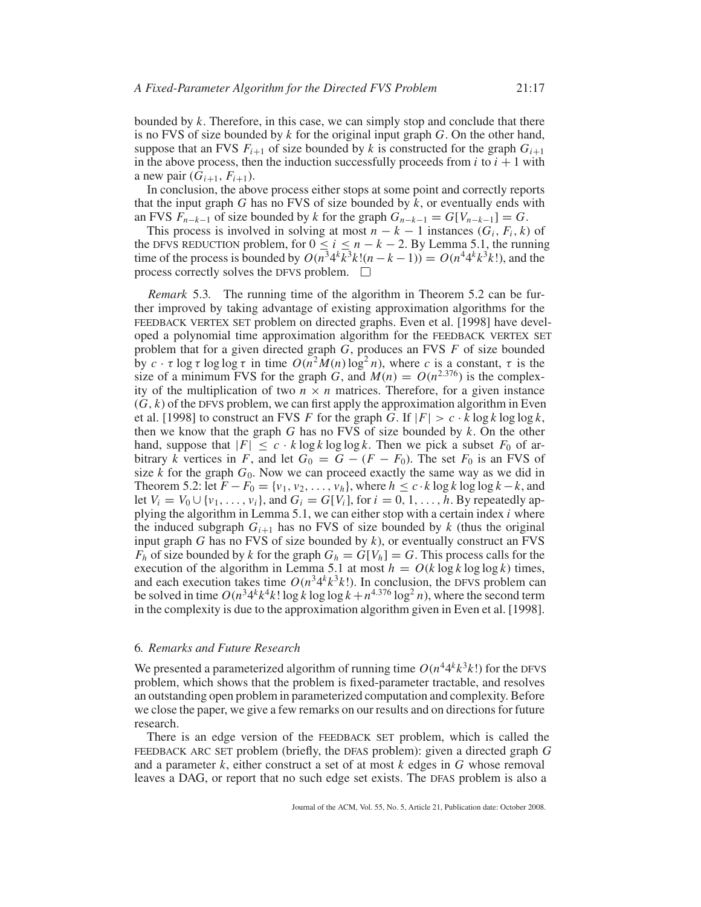bounded by $k$. Therefore, in this case, we can simply stop and conclude that there is no FVS of size bounded by $k$ for the original input graph $G$. On the other hand, suppose that an FVS $F_{i+1}$ of size bounded by $k$ is constructed for the graph $G_{i+1}$ in the above process, then the induction successfully proceeds from $i$ to $i+1$ with a new pair $(G_{i+1}, F_{i+1})$.

In conclusion, the above process either stops at some point and correctly reports that the input graph $G$ has no FVS of size bounded by $k$, or eventually ends with an FVS $F_{n-k-1}$ of size bounded by $k$ for the graph $G_{n-k-1} = G[V_{n-k-1}] = G$.

This process is involved in solving at most $n-k-1$ instances $(G_i, F_i, k)$ of the DFVS REDUCTION problem, for $0 \leq i \leq n-k-2$. By Lemma 5.1, the running time of the process is bounded by $O(n^3 4^k k^3 k!(n-k-1)) = O(n^4 4^k k^3 k!)$, and the process correctly solves the DFVS problem. □

*Remark* 5.3. The running time of the algorithm in Theorem 5.2 can be further improved by taking advantage of existing approximation algorithms for the FEEDBACK VERTEX SET problem on directed graphs. Even et al. [1998] have developed a polynomial time approximation algorithm for the FEEDBACK VERTEX SET problem that for a given directed graph $G$, produces an FVS $F$ of size bounded by $c \cdot \tau \log \tau \log \log \tau$ in time $O(n^2 M(n) \log^2 n)$, where $c$ is a constant, $\tau$ is the size of a minimum FVS for the graph $G$, and $M(n) = O(n^{2.376})$ is the complexity of the multiplication of two $n \times n$ matrices. Therefore, for a given instance $(G, k)$ of the DFVS problem, we can first apply the approximation algorithm in Even et al. [1998] to construct an FVS $F$ for the graph $G$. If $|F| > c \cdot k \log k \log \log k$, then we know that the graph $G$ has no FVS of size bounded by $k$. On the other hand, suppose that $|F| \leq c \cdot k \log k \log \log k$. Then we pick a subset $F_0$ of arbitrary $k$ vertices in $F$, and let $G_0 = G - (F - F_0)$. The set $F_0$ is an FVS of size $k$ for the graph $G_0$. Now we can proceed exactly the same way as we did in Theorem 5.2: let $F - F_0 = \{v_1, v_2, \ldots, v_h\}$, where $h \leq c \cdot k \log k \log \log k - k$, and let $V_i = V_0 \cup \{v_1, \ldots, v_i\}$, and $G_i = G[V_i]$, for $i = 0, 1, \ldots, h$. By repeatedly applying the algorithm in Lemma 5.1, we can either stop with a certain index $i$ where the induced subgraph $G_{i+1}$ has no FVS of size bounded by $k$ (thus the original input graph $G$ has no FVS of size bounded by $k$), or eventually construct an FVS $F_h$ of size bounded by $k$ for the graph $G_h = G[V_h] = G$. This process calls for the execution of the algorithm in Lemma 5.1 at most $h = O(k \log k \log \log k)$ times, and each execution takes time $O(n^3 4^k k^3 k!)$. In conclusion, the DFVS problem can be solved in time $O(n^3 4^k k^4 k! \log k \log \log k + n^{4.376} \log^2 n)$, where the second term in the complexity is due to the approximation algorithm given in Even et al. [1998].

## 6. *Remarks and Future Research*

We presented a parameterized algorithm of running time $O(n^4 4^k k^3 k!)$ for the DFVS problem, which shows that the problem is fixed-parameter tractable, and resolves an outstanding open problem in parameterized computation and complexity. Before we close the paper, we give a few remarks on our results and on directions for future research.

There is an edge version of the FEEDBACK SET problem, which is called the FEEDBACK ARC SET problem (briefly, the DFAS problem): given a directed graph $G$ and a parameter $k$, either construct a set of at most $k$ edges in $G$ whose removal leaves a DAG, or report that no such edge set exists. The DFAS problem is also a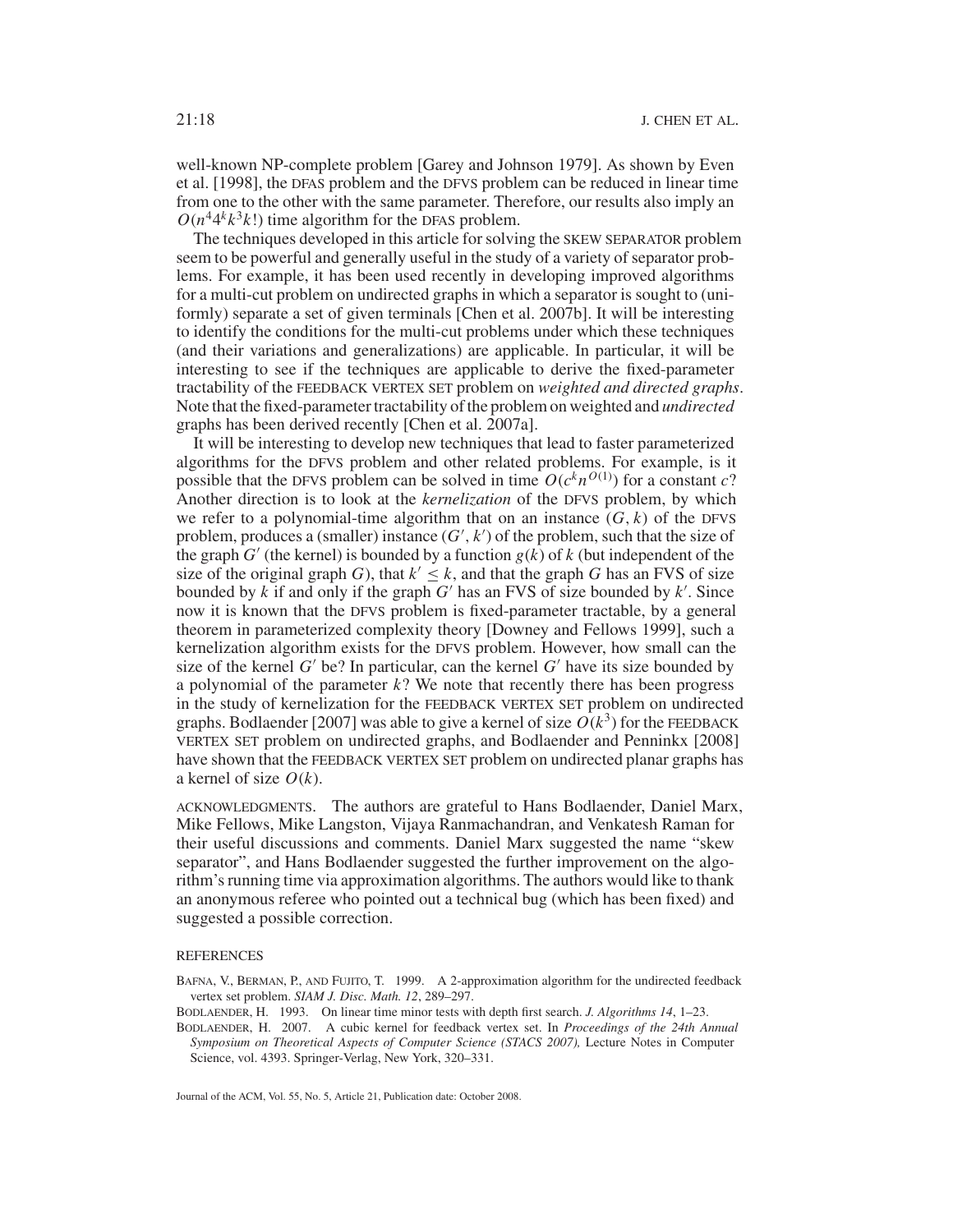well-known NP-complete problem [Garey and Johnson 1979]. As shown by Even et al. [1998], the DFAS problem and the DFVS problem can be reduced in linear time from one to the other with the same parameter. Therefore, our results also imply an $O(n^4 4^k k^3 k!)$ time algorithm for the DFAS problem.

The techniques developed in this article for solving the SKEW SEPARATOR problem seem to be powerful and generally useful in the study of a variety of separator problems. For example, it has been used recently in developing improved algorithms for a multi-cut problem on undirected graphs in which a separator is sought to (uniformly) separate a set of given terminals [Chen et al. 2007b]. It will be interesting to identify the conditions for the multi-cut problems under which these techniques (and their variations and generalizations) are applicable. In particular, it will be interesting to see if the techniques are applicable to derive the fixed-parameter tractability of the FEEDBACK VERTEX SET problem on *weighted and directed graphs*. Note that the fixed-parameter tractability of the problem on weighted and *undirected* graphs has been derived recently [Chen et al. 2007a].

It will be interesting to develop new techniques that lead to faster parameterized algorithms for the DFVS problem and other related problems. For example, is it possible that the DFVS problem can be solved in time $O(c^k n^{O(1)})$ for a constant $c$? Another direction is to look at the *kernelization* of the DFVS problem, by which we refer to a polynomial-time algorithm that on an instance $(G, k)$ of the DFVS problem, produces a (smaller) instance $(G', k')$ of the problem, such that the size of the graph $G'$ (the kernel) is bounded by a function $g(k)$ of $k$ (but independent of the size of the original graph $G$), that $k' \leq k$, and that the graph $G$ has an FVS of size bounded by $k$ if and only if the graph $G'$ has an FVS of size bounded by $k'$. Since now it is known that the DFVS problem is fixed-parameter tractable, by a general theorem in parameterized complexity theory [Downey and Fellows 1999], such a kernelization algorithm exists for the DFVS problem. However, how small can the size of the kernel $G'$ be? In particular, can the kernel $G'$ have its size bounded by a polynomial of the parameter $k$? We note that recently there has been progress in the study of kernelization for the FEEDBACK VERTEX SET problem on undirected graphs. Bodlaender [2007] was able to give a kernel of size $O(k^3)$ for the FEEDBACK VERTEX SET problem on undirected graphs, and Bodlaender and Penninkx [2008] have shown that the FEEDBACK VERTEX SET problem on undirected planar graphs has a kernel of size $O(k)$.

ACKNOWLEDGMENTS. The authors are grateful to Hans Bodlaender, Daniel Marx, Mike Fellows, Mike Langston, Vijaya Ranmachandran, and Venkatesh Raman for their useful discussions and comments. Daniel Marx suggested the name "skew separator", and Hans Bodlaender suggested the further improvement on the algorithm's running time via approximation algorithms. The authors would like to thank an anonymous referee who pointed out a technical bug (which has been fixed) and suggested a possible correction.

## REFERENCES

BAFNA, V., BERMAN, P., AND FUJITO, T. 1999. A 2-approximation algorithm for the undirected feedback vertex set problem. *SIAM J. Disc. Math. 12*, 289–297.

BODLAENDER, H. 1993. On linear time minor tests with depth first search. *J. Algorithms 14*, 1–23.

BODLAENDER, H. 2007. A cubic kernel for feedback vertex set. In *Proceedings of the 24th Annual Symposium on Theoretical Aspects of Computer Science (STACS 2007),* Lecture Notes in Computer Science, vol. 4393. Springer-Verlag, New York, 320–331.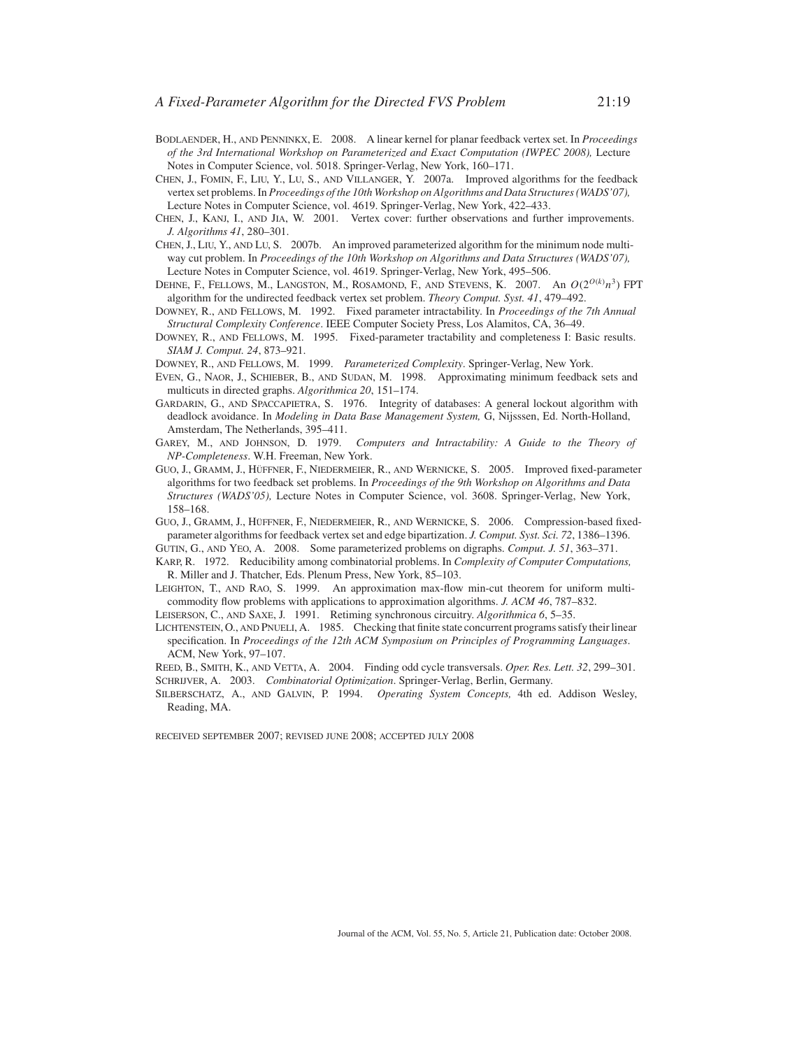BODLAENDER, H., AND PENNINKX, E. 2008. A linear kernel for planar feedback vertex set. In *Proceedings of the 3rd International Workshop on Parameterized and Exact Computation (IWPEC 2008),* Lecture Notes in Computer Science, vol. 5018. Springer-Verlag, New York, 160–171.

CHEN, J., FOMIN, F., LIU, Y., LU, S., AND VILLANGER, Y. 2007a. Improved algorithms for the feedback vertex set problems. In *Proceedings of the 10th Workshop on Algorithms and Data Structures (WADS'07),* Lecture Notes in Computer Science, vol. 4619. Springer-Verlag, New York, 422–433.

CHEN, J., KANJ, I., AND JIA, W. 2001. Vertex cover: further observations and further improvements. *J. Algorithms 41*, 280–301.

CHEN, J., LIU, Y., AND LU, S. 2007b. An improved parameterized algorithm for the minimum node multiway cut problem. In *Proceedings of the 10th Workshop on Algorithms and Data Structures (WADS'07),* Lecture Notes in Computer Science, vol. 4619. Springer-Verlag, New York, 495–506.

DEHNE, F., FELLOWS, M., LANGSTON, M., ROSAMOND, F., AND STEVENS, K. 2007. An $O(2^{O(k)}n^3)$ FPT algorithm for the undirected feedback vertex set problem. *Theory Comput. Syst. 41*, 479–492.

DOWNEY, R., AND FELLOWS, M. 1992. Fixed parameter intractability. In *Proceedings of the 7th Annual Structural Complexity Conference*. IEEE Computer Society Press, Los Alamitos, CA, 36–49.

DOWNEY, R., AND FELLOWS, M. 1995. Fixed-parameter tractability and completeness I: Basic results. *SIAM J. Comput. 24*, 873–921.

DOWNEY, R., AND FELLOWS, M. 1999. *Parameterized Complexity*. Springer-Verlag, New York.

EVEN, G., NAOR, J., SCHIEBER, B., AND SUDAN, M. 1998. Approximating minimum feedback sets and multicuts in directed graphs. *Algorithmica 20*, 151–174.

GARDARIN, G., AND SPACCAPIETRA, S. 1976. Integrity of databases: A general lockout algorithm with deadlock avoidance. In *Modeling in Data Base Management System,* G, Nijsssen, Ed. North-Holland, Amsterdam, The Netherlands, 395–411.

GAREY, M., AND JOHNSON, D. 1979. *Computers and Intractability: A Guide to the Theory of NP-Completeness*. W.H. Freeman, New York.

GUO, J., GRAMM, J., HÜFFNER, F., NIEDERMEIER, R., AND WERNICKE, S. 2005. Improved fixed-parameter algorithms for two feedback set problems. In *Proceedings of the 9th Workshop on Algorithms and Data Structures (WADS'05),* Lecture Notes in Computer Science, vol. 3608. Springer-Verlag, New York, 158–168.

GUO, J., GRAMM, J., HÜFFNER, F., NIEDERMEIER, R., AND WERNICKE, S. 2006. Compression-based fixed-parameter algorithms for feedback vertex set and edge bipartization. *J. Comput. Syst. Sci. 72*, 1386–1396.

GUTIN, G., AND YEO, A. 2008. Some parameterized problems on digraphs. *Comput. J. 51*, 363–371.

KARP, R. 1972. Reducibility among combinatorial problems. In *Complexity of Computer Computations,* R. Miller and J. Thatcher, Eds. Plenum Press, New York, 85–103.

LEIGHTON, T., AND RAO, S. 1999. An approximation max-flow min-cut theorem for uniform multicommodity flow problems with applications to approximation algorithms. *J. ACM 46*, 787–832.

LEISERSON, C., AND SAXE, J. 1991. Retiming synchronous circuitry. *Algorithmica 6*, 5–35.

LICHTENSTEIN, O., AND PNUELI, A. 1985. Checking that finite state concurrent programs satisfy their linear specification. In *Proceedings of the 12th ACM Symposium on Principles of Programming Languages*. ACM, New York, 97–107.

REED, B., SMITH, K., AND VETTA, A. 2004. Finding odd cycle transversals. *Oper. Res. Lett. 32*, 299–301.

SCHRIJVER, A. 2003. *Combinatorial Optimization*. Springer-Verlag, Berlin, Germany.

SILBERSCHATZ, A., AND GALVIN, P. 1994. *Operating System Concepts,* 4th ed. Addison Wesley, Reading, MA.

RECEIVED SEPTEMBER 2007; REVISED JUNE 2008; ACCEPTED JULY 2008